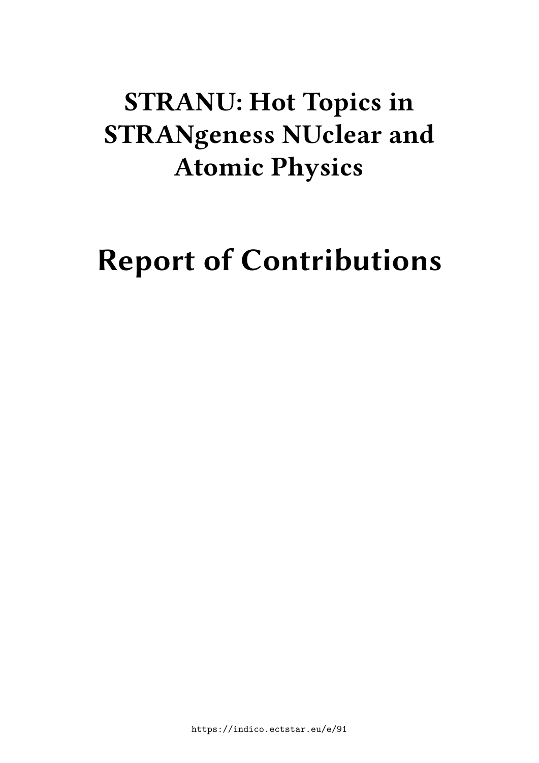# STRANU: Hot Topics in STRANGeness NUclear and Atomic Physics

# Report of Contributions

https://indico.ectstar.eu/e/91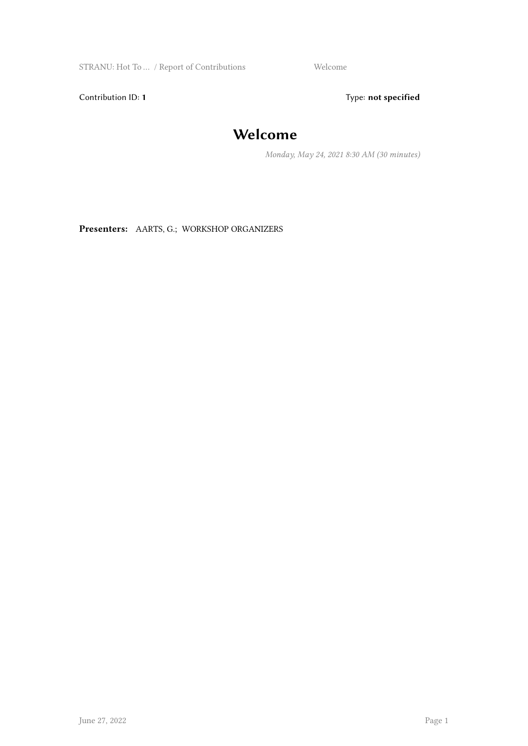Contribution ID: **1**

Type: **not specified**

# Welcome

*Monday, May 24, 2021 8:30 AM (30 minutes)*

**Presenters:** AARTS, G.; WORKSHOP ORGANIZERS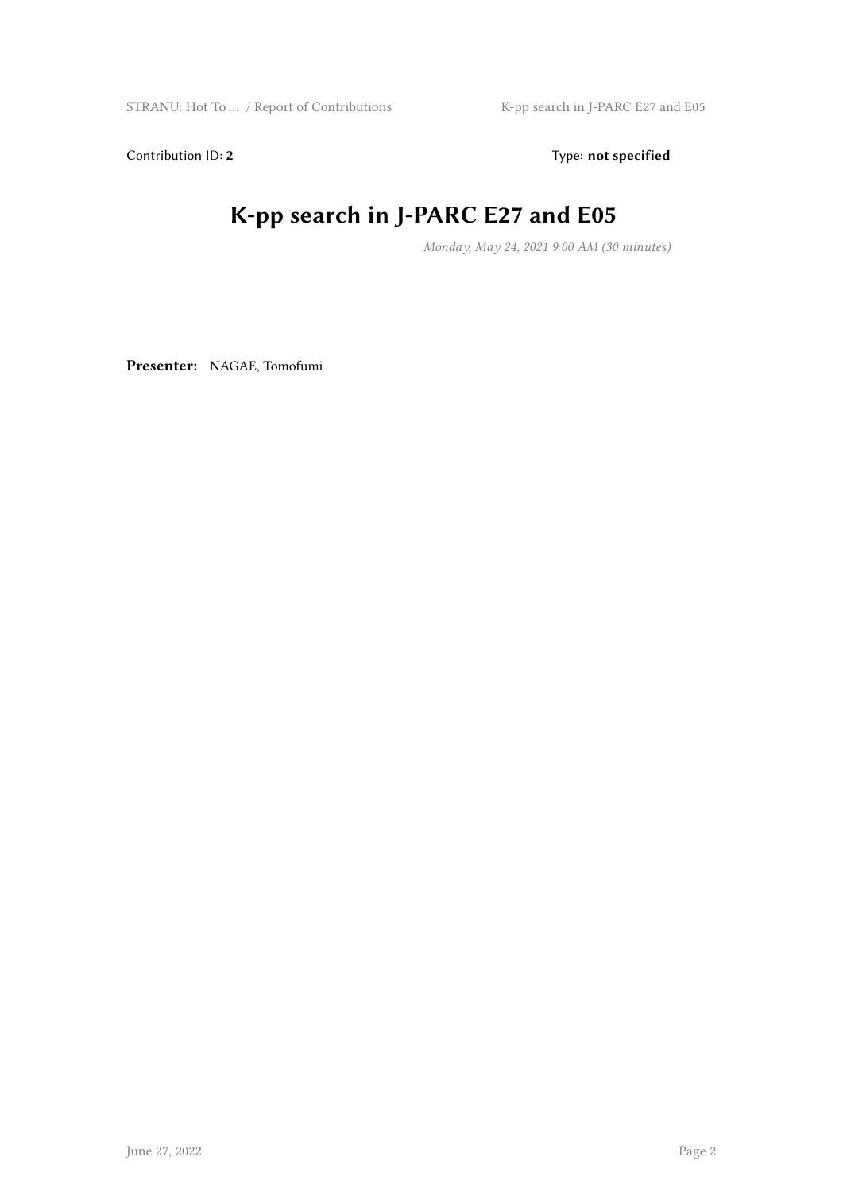Contribution ID: **2** Type: **not specified**

# K-pp search in J-PARC E27 and E05

*Monday, May 24, 2021 9:00 AM (30 minutes)*

**Presenter:** NAGAE, Tomofumi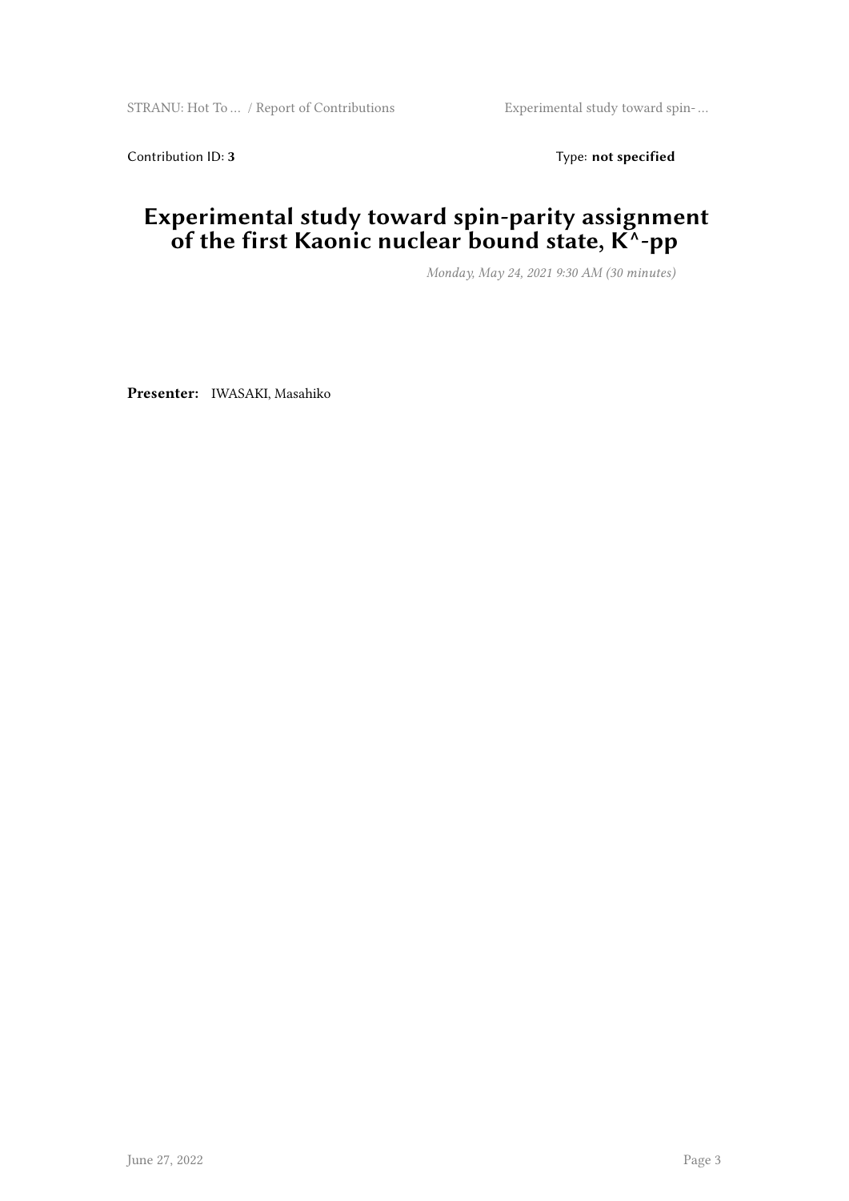Contribution ID: **3** Type: **not specified**

# Experimental study toward spin-parity assignment of the first Kaonic nuclear bound state, K^-pp

*Monday, May 24, 2021 9:30 AM (30 minutes)*

**Presenter:** IWASAKI, Masahiko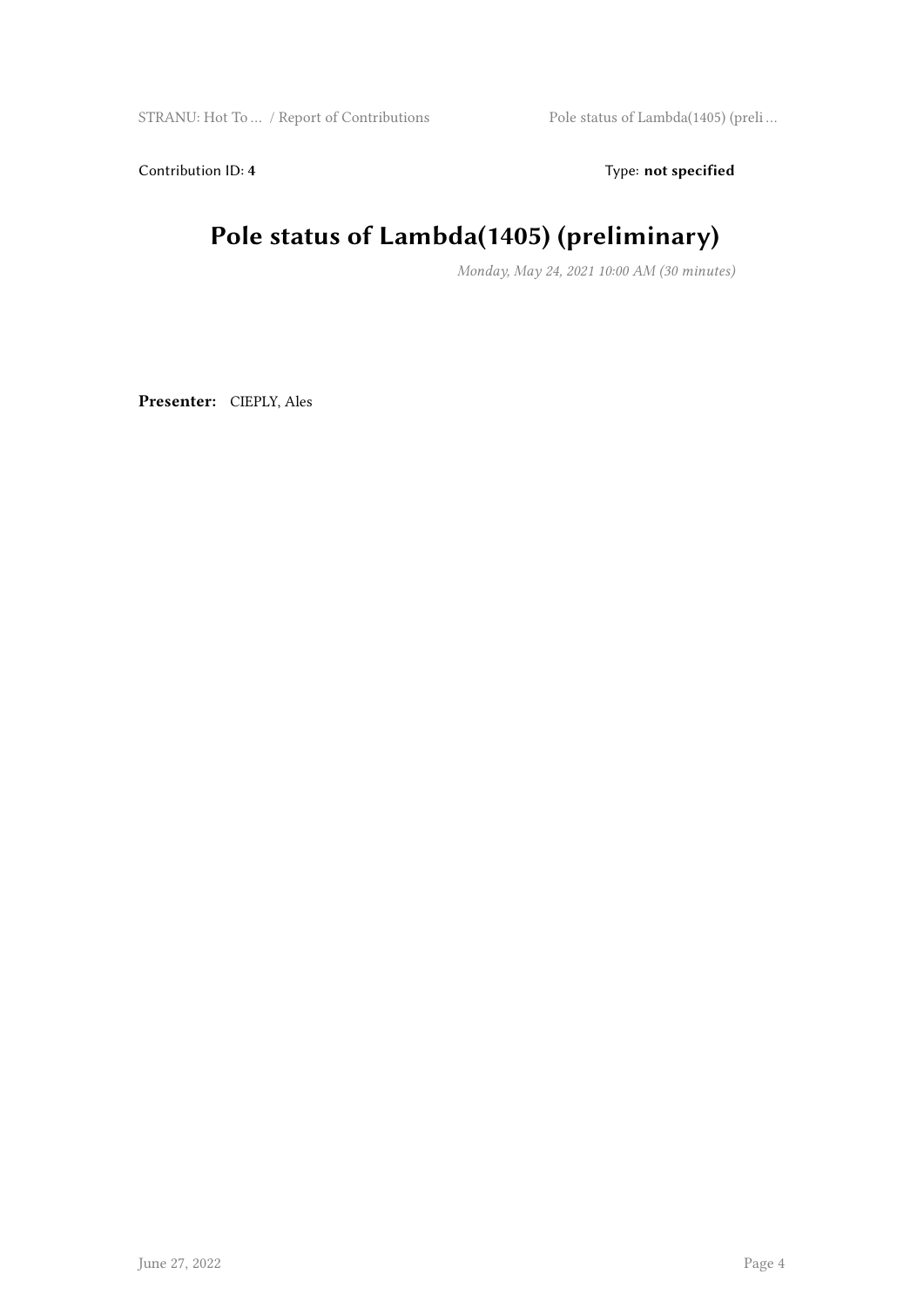Contribution ID: 4 Type: **not specified**

# Pole status of Lambda(1405) (preliminary)

*Monday, May 24, 2021 10:00 AM (30 minutes)*

**Presenter:** CIEPLY, Ales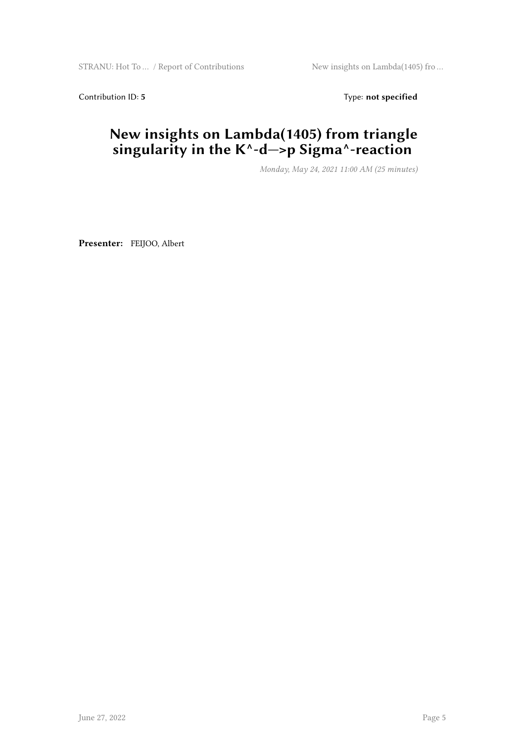Contribution ID: **5** Type: **not specified**

# New insights on Lambda(1405) from triangle singularity in the K^-d—>p Sigma^-reaction

*Monday, May 24, 2021 11:00 AM (25 minutes)*

**Presenter:** FEIJOO, Albert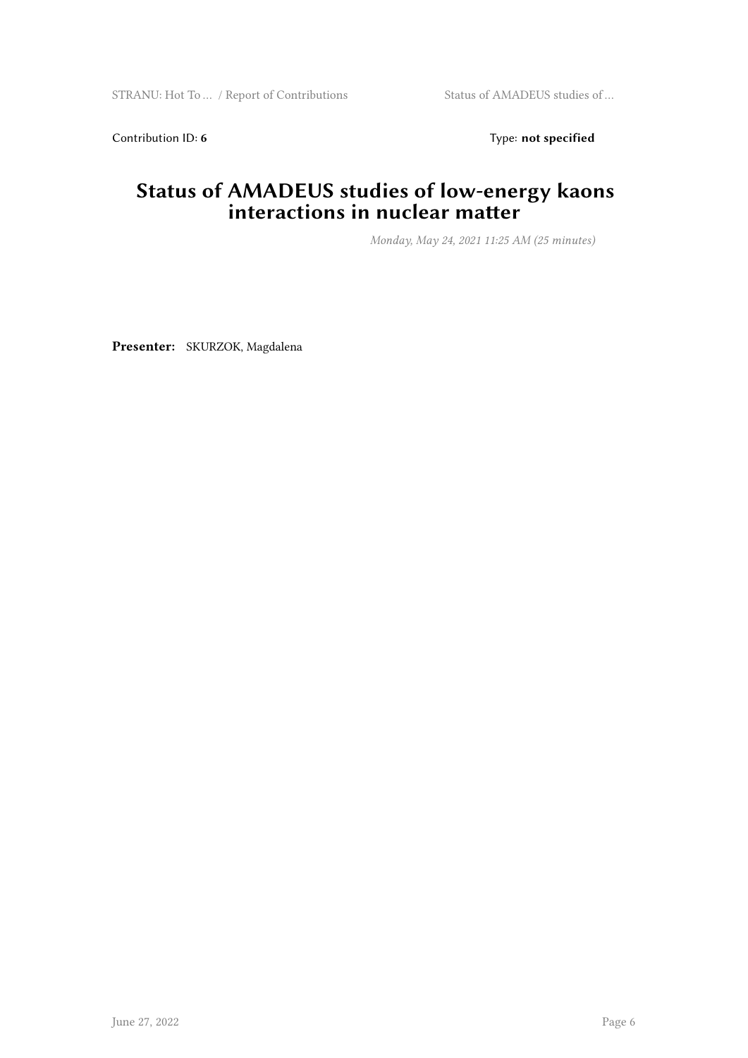Contribution ID: **6** Type: **not specified**

# Status of AMADEUS studies of low-energy kaons interactions in nuclear matter

*Monday, May 24, 2021 11:25 AM (25 minutes)*

**Presenter:** SKURZOK, Magdalena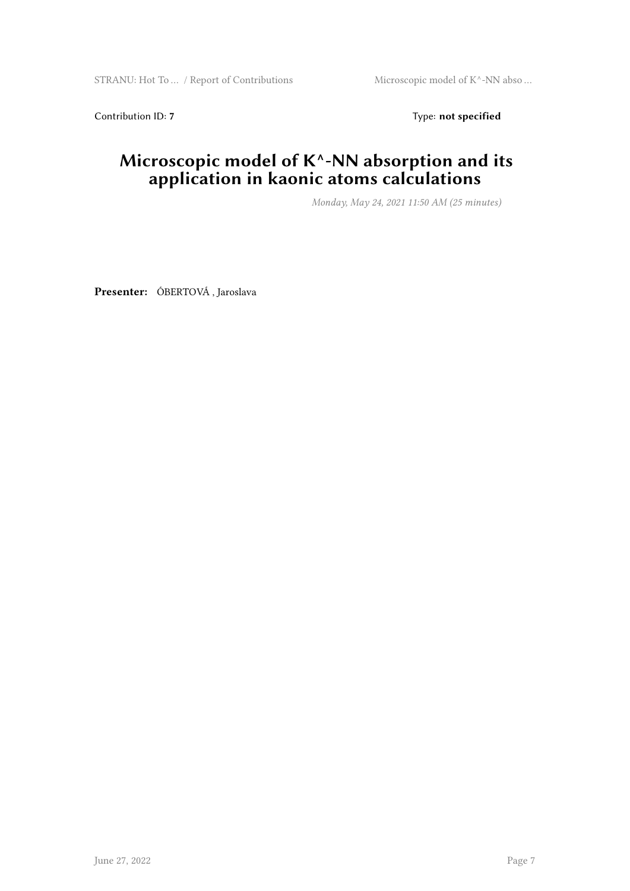Contribution ID: **7** Type: **not specified**

# Microscopic model of K^-NN absorption and its application in kaonic atoms calculations

*Monday, May 24, 2021 11:50 AM (25 minutes)*

**Presenter:** ÓBERTOVÁ , Jaroslava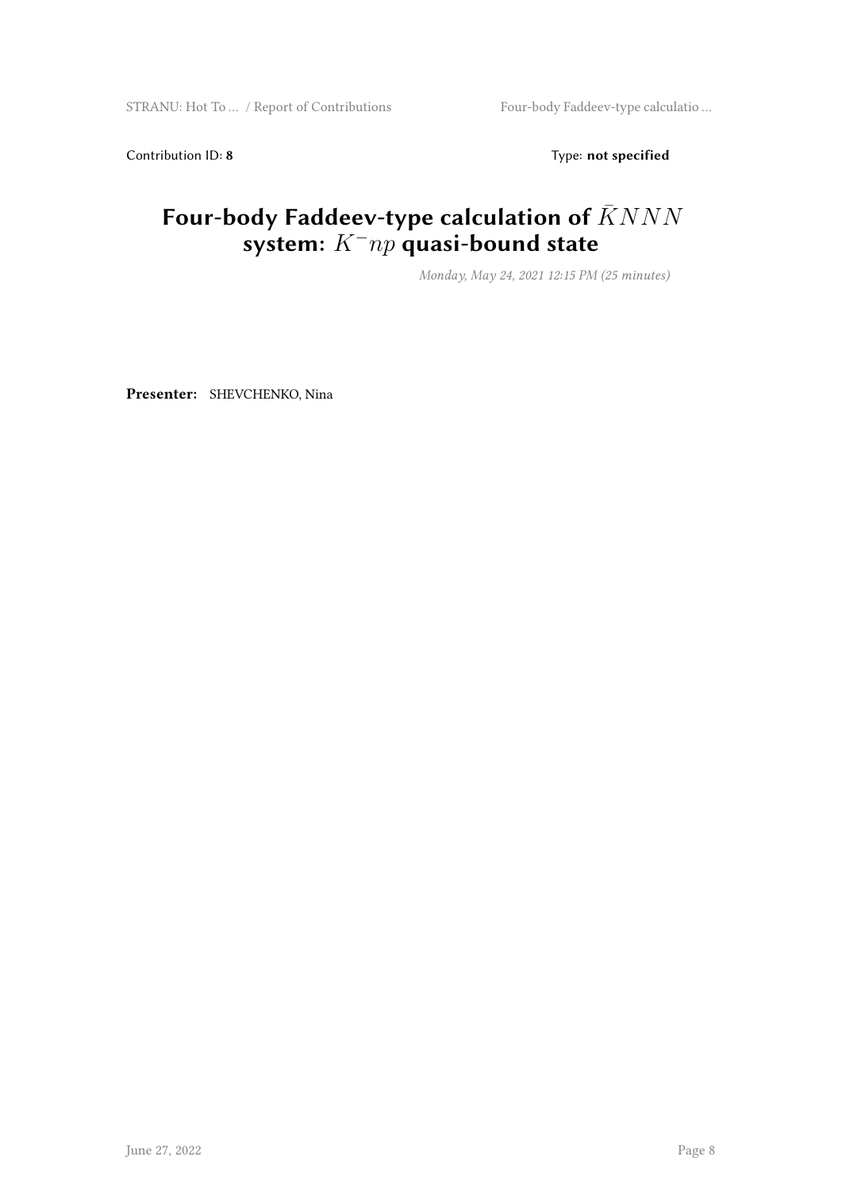Contribution ID: **8** Type: **not specified**

# Four-body Faddeev-type calculation of $\bar{K}NNN$ system: $K^{-}np$ quasi-bound state

*Monday, May 24, 2021 12:15 PM (25 minutes)*

**Presenter:** SHEVCHENKO, Nina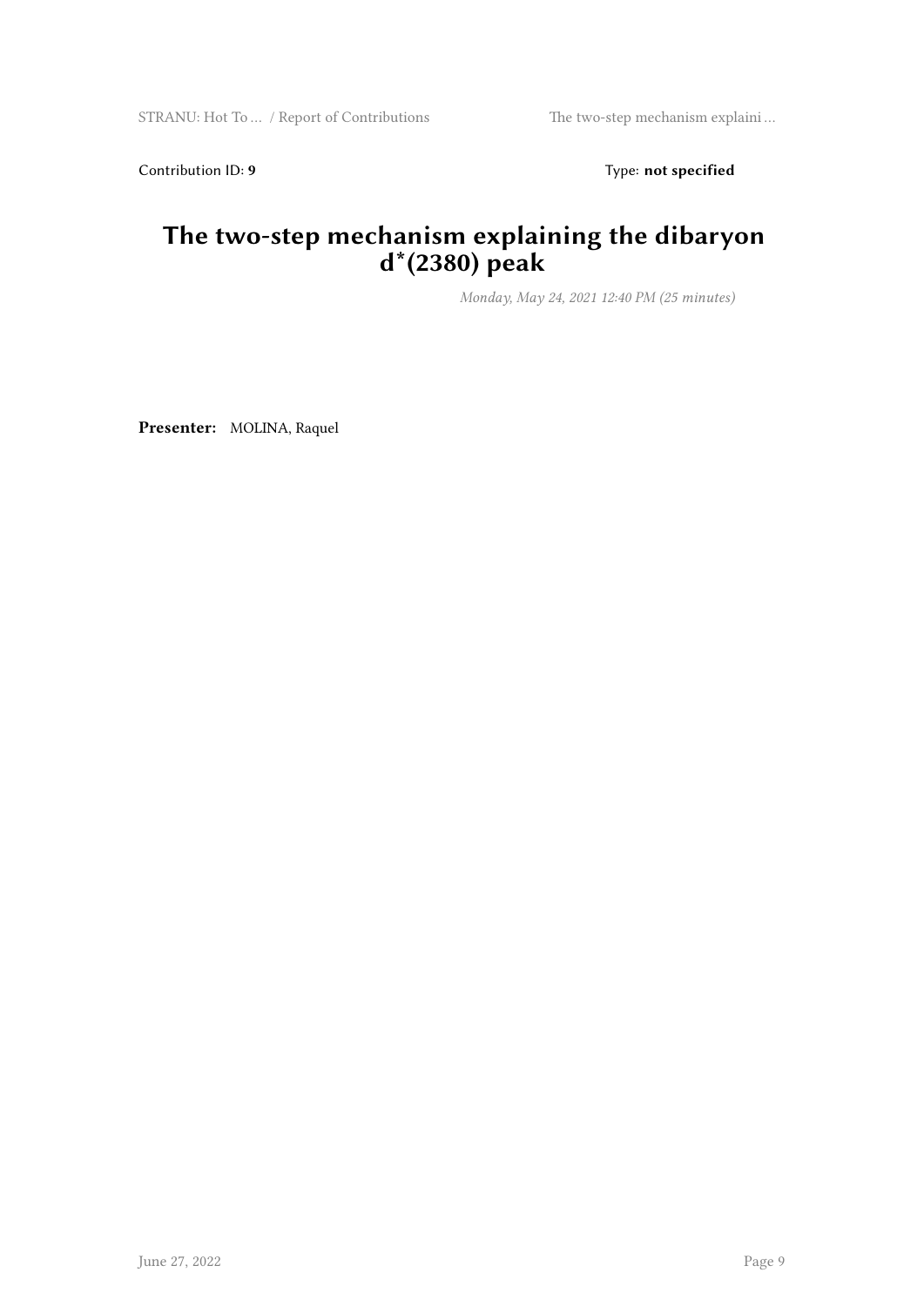Contribution ID: **9** Type: **not specified**

# The two-step mechanism explaining the dibaryon d*(2380) peak

*Monday, May 24, 2021 12:40 PM (25 minutes)*

**Presenter:** MOLINA, Raquel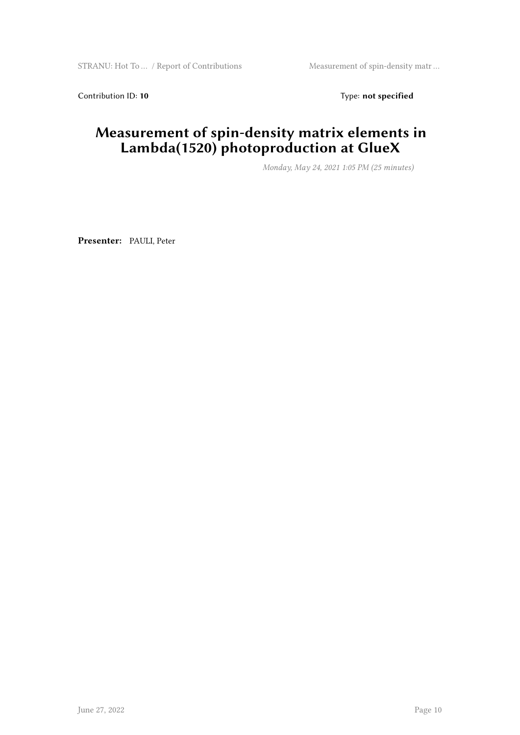Contribution ID: **10** Type: **not specified**

# Measurement of spin-density matrix elements in Lambda(1520) photoproduction at GlueX

*Monday, May 24, 2021 1:05 PM (25 minutes)*

**Presenter:** PAULI, Peter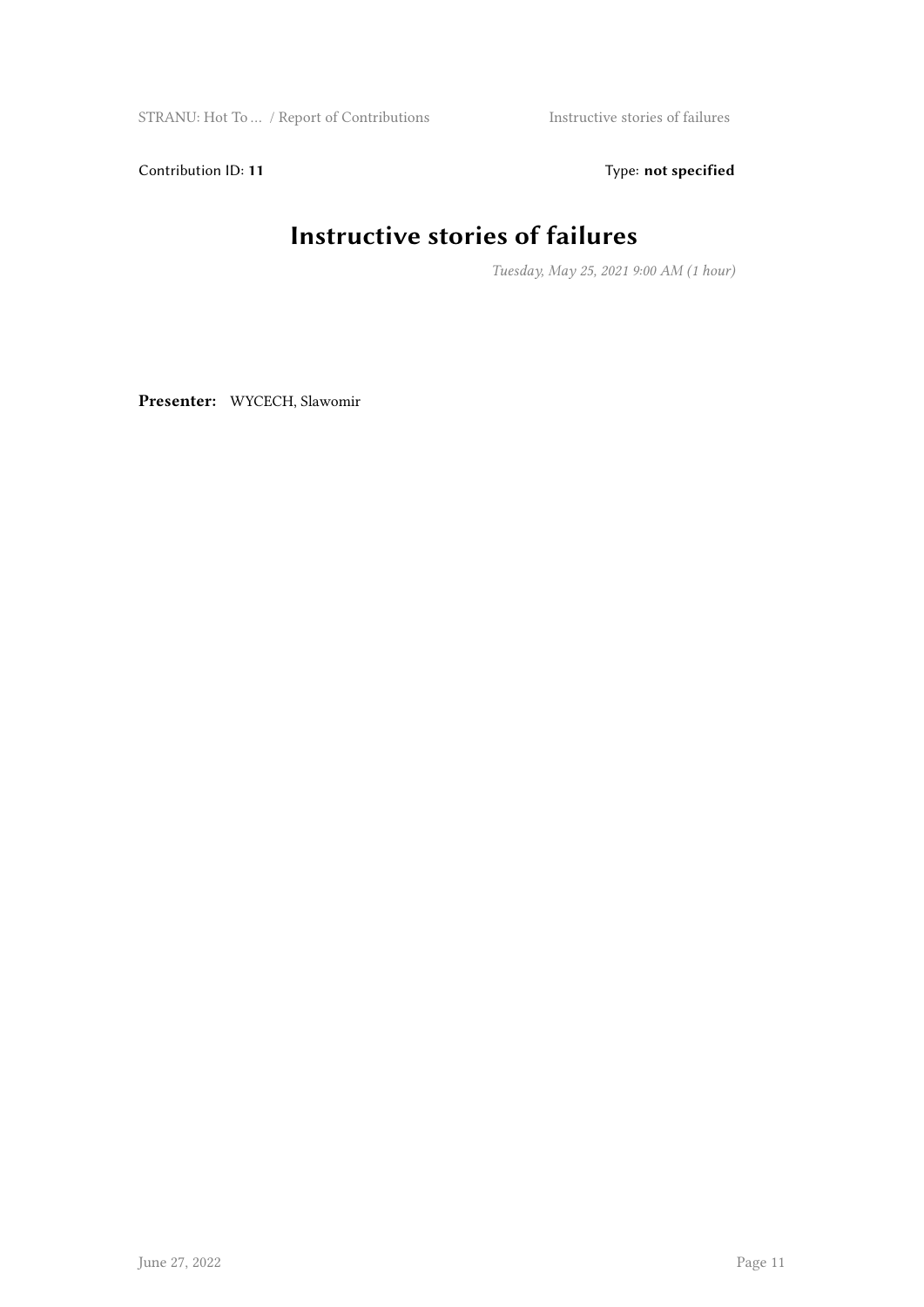Contribution ID: **11** Type: **not specified**

# Instructive stories of failures

*Tuesday, May 25, 2021 9:00 AM (1 hour)*

**Presenter:** WYCECH, Slawomir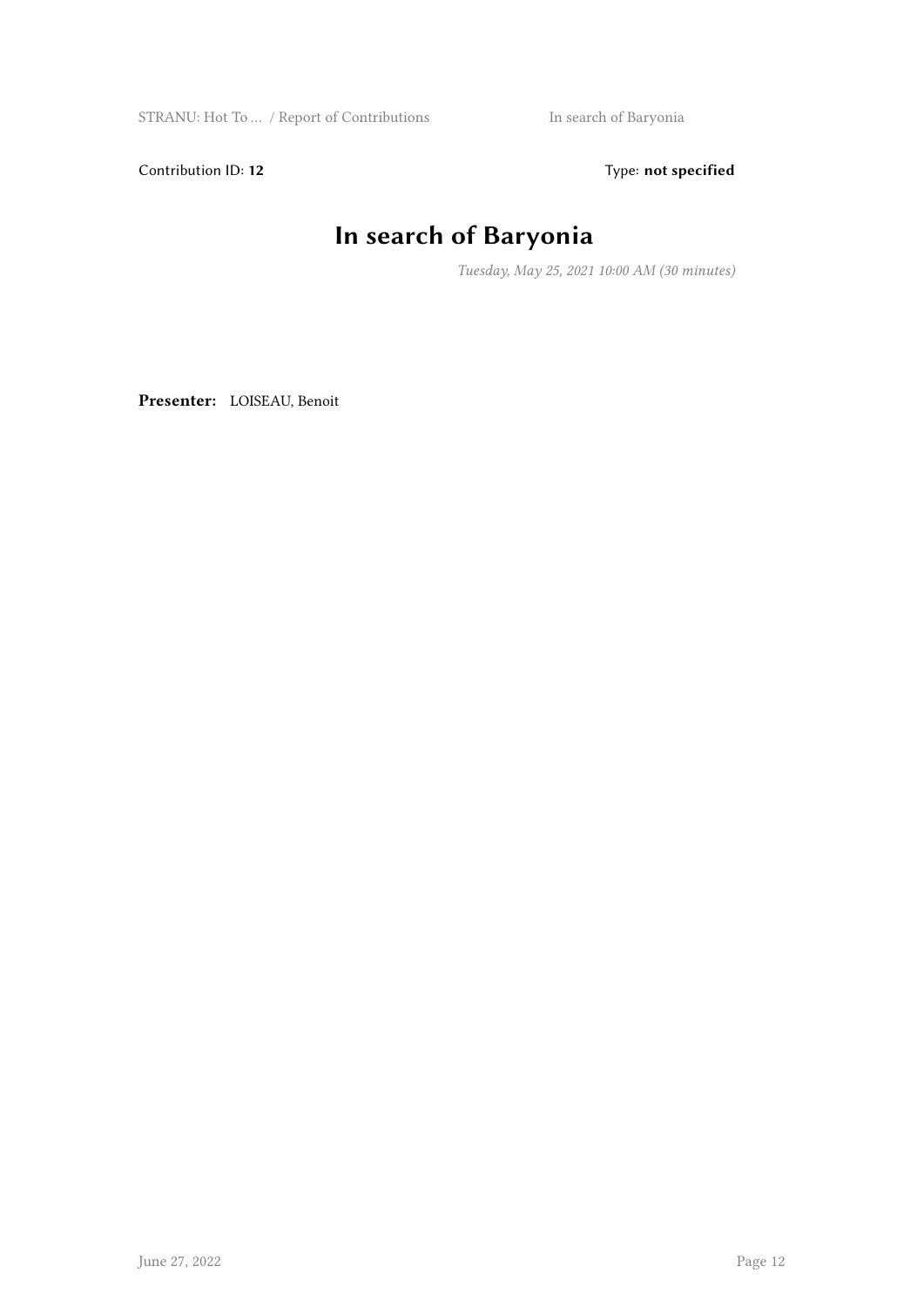Contribution ID: **12**

Type: **not specified**

# In search of Baryonia

*Tuesday, May 25, 2021 10:00 AM (30 minutes)*

**Presenter:** LOISEAU, Benoit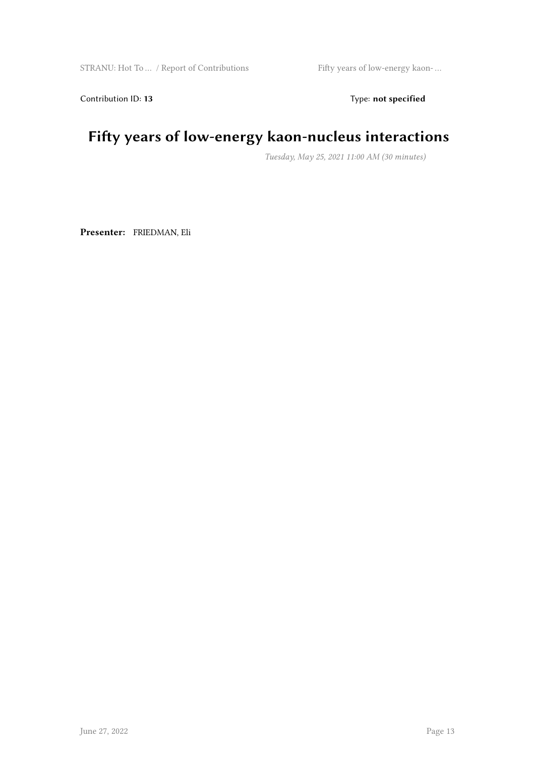Contribution ID: **13** Type: **not specified**

# Fifty years of low-energy kaon-nucleus interactions

*Tuesday, May 25, 2021 11:00 AM (30 minutes)*

**Presenter:** FRIEDMAN, Eli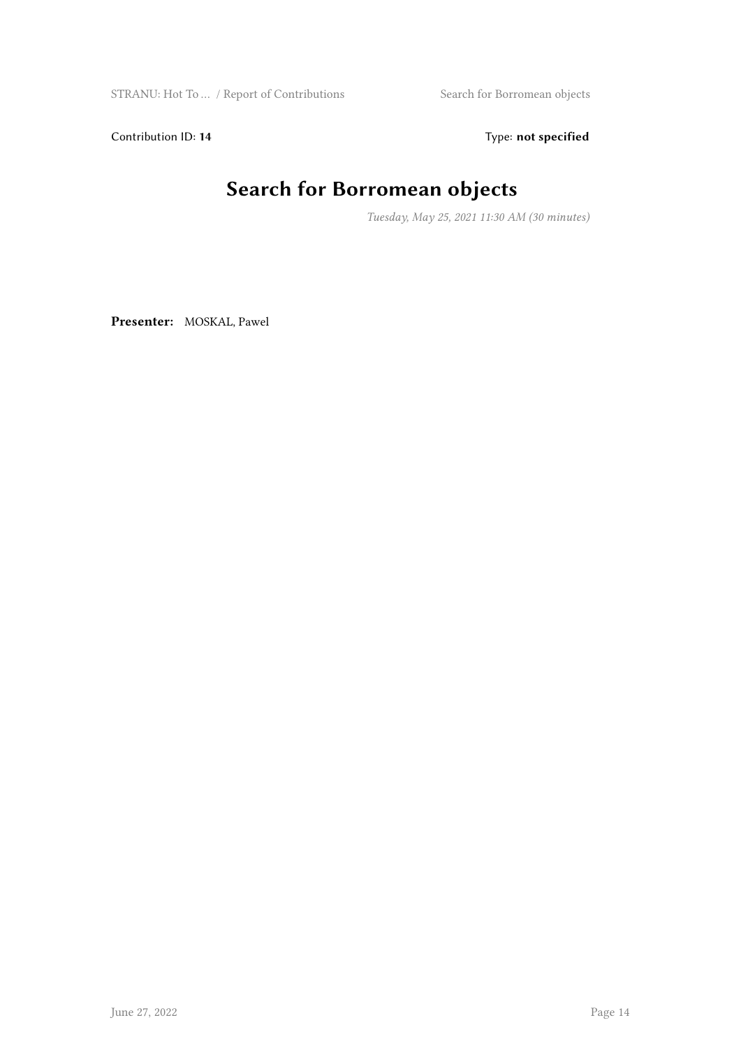Contribution ID: **14** Type: **not specified**

# Search for Borromean objects

*Tuesday, May 25, 2021 11:30 AM (30 minutes)*

**Presenter:** MOSKAL, Pawel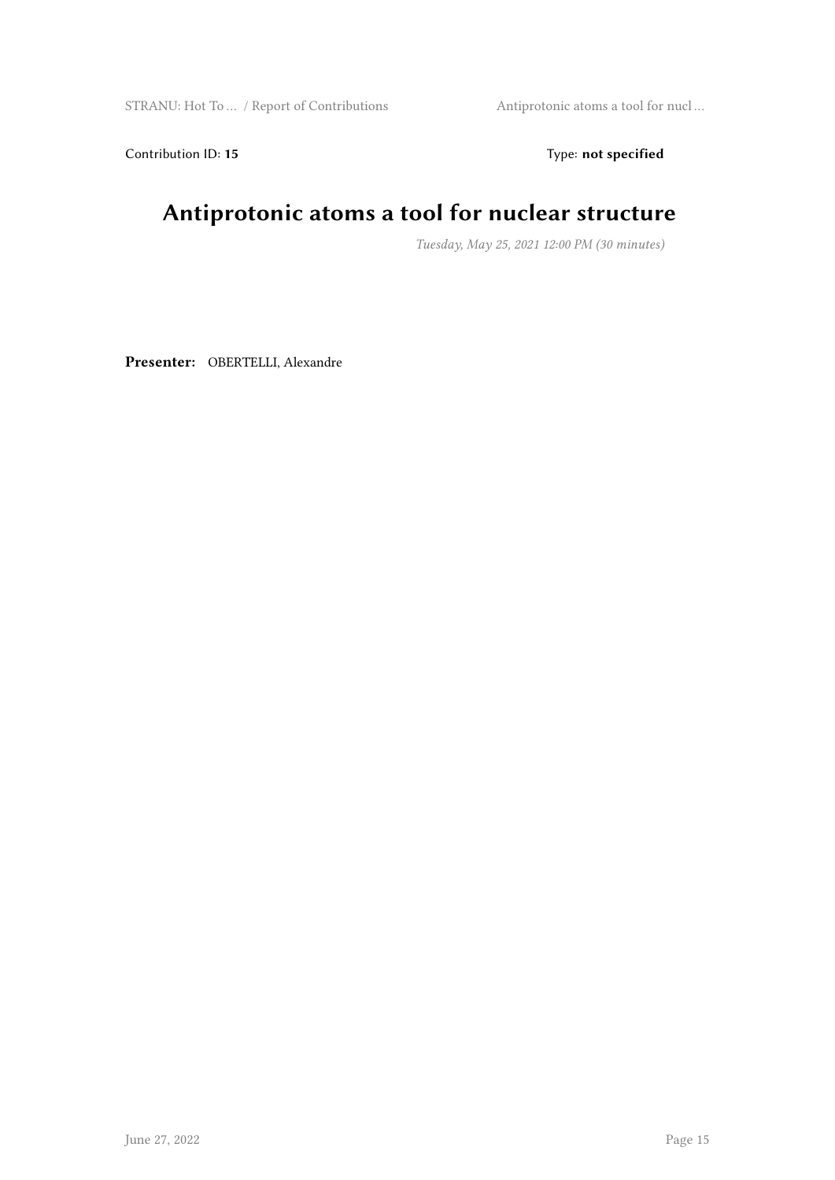Contribution ID: **15** Type: **not specified**

# Antiprotonic atoms a tool for nuclear structure

*Tuesday, May 25, 2021 12:00 PM (30 minutes)*

**Presenter:** OBERTELLI, Alexandre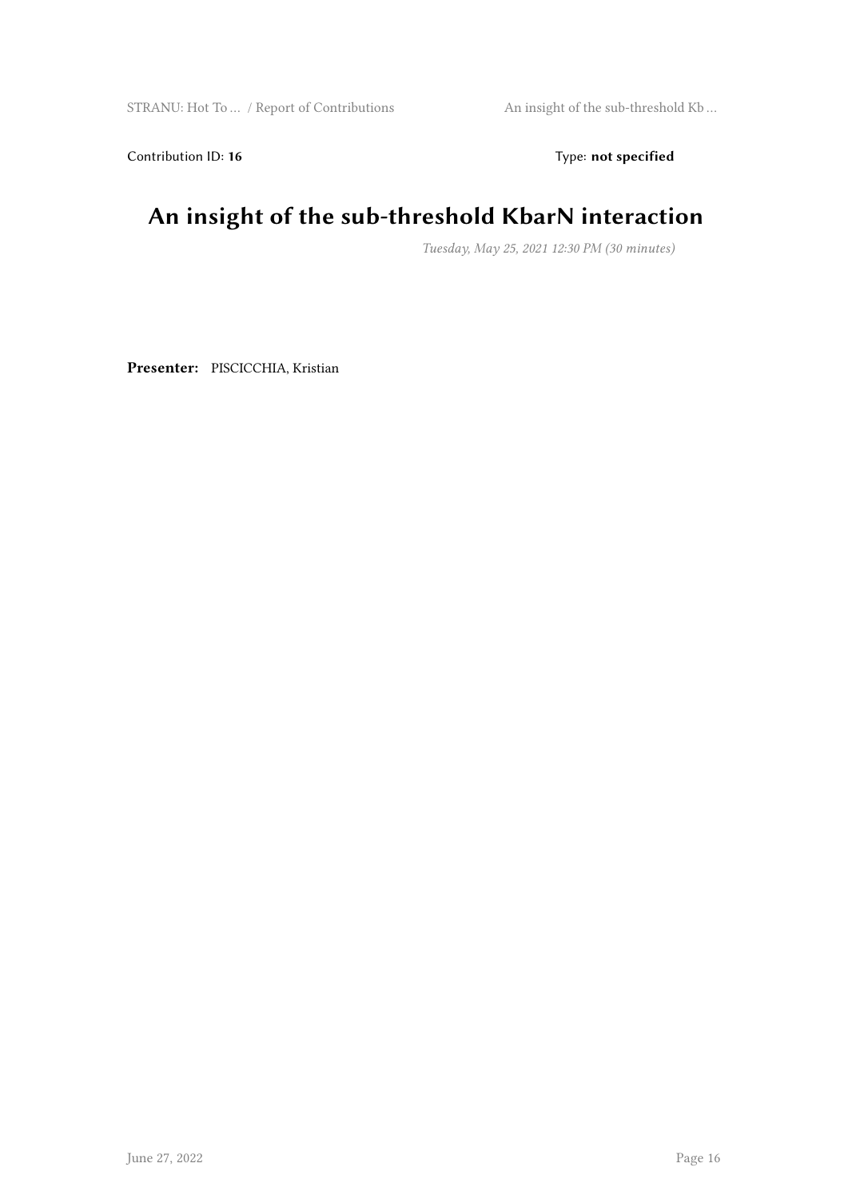Contribution ID: **16** Type: **not specified**

# An insight of the sub-threshold KbarN interaction

*Tuesday, May 25, 2021 12:30 PM (30 minutes)*

**Presenter:** PISCICCHIA, Kristian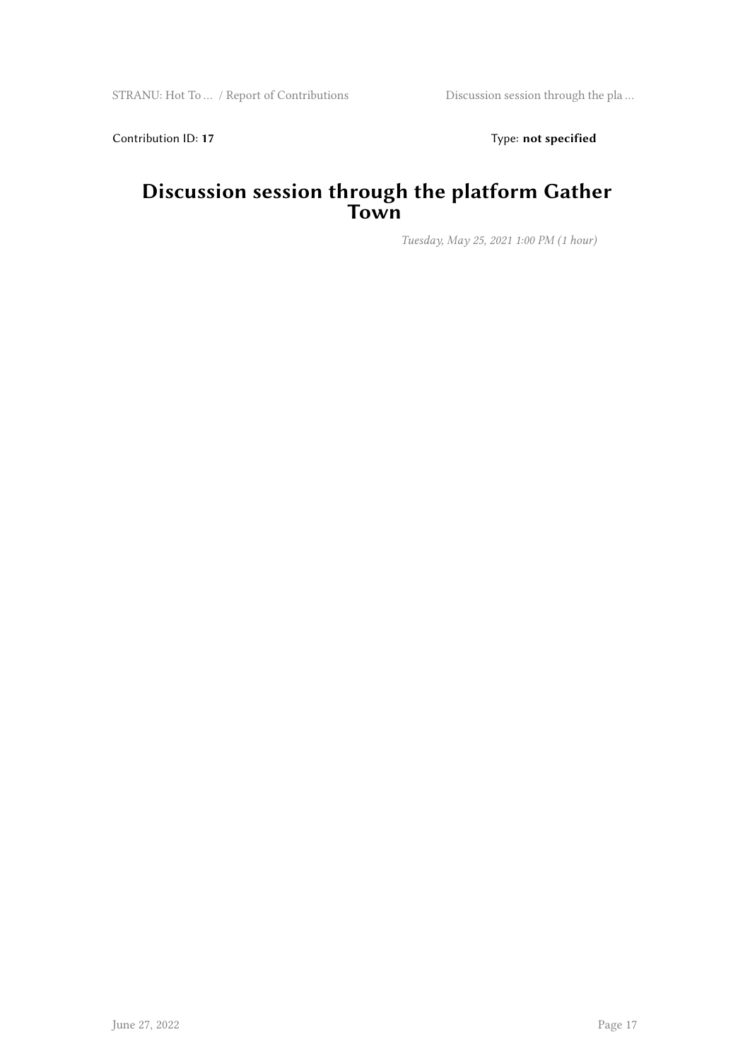Contribution ID: **17** Type: **not specified**

# Discussion session through the platform Gather Town

*Tuesday, May 25, 2021 1:00 PM (1 hour)*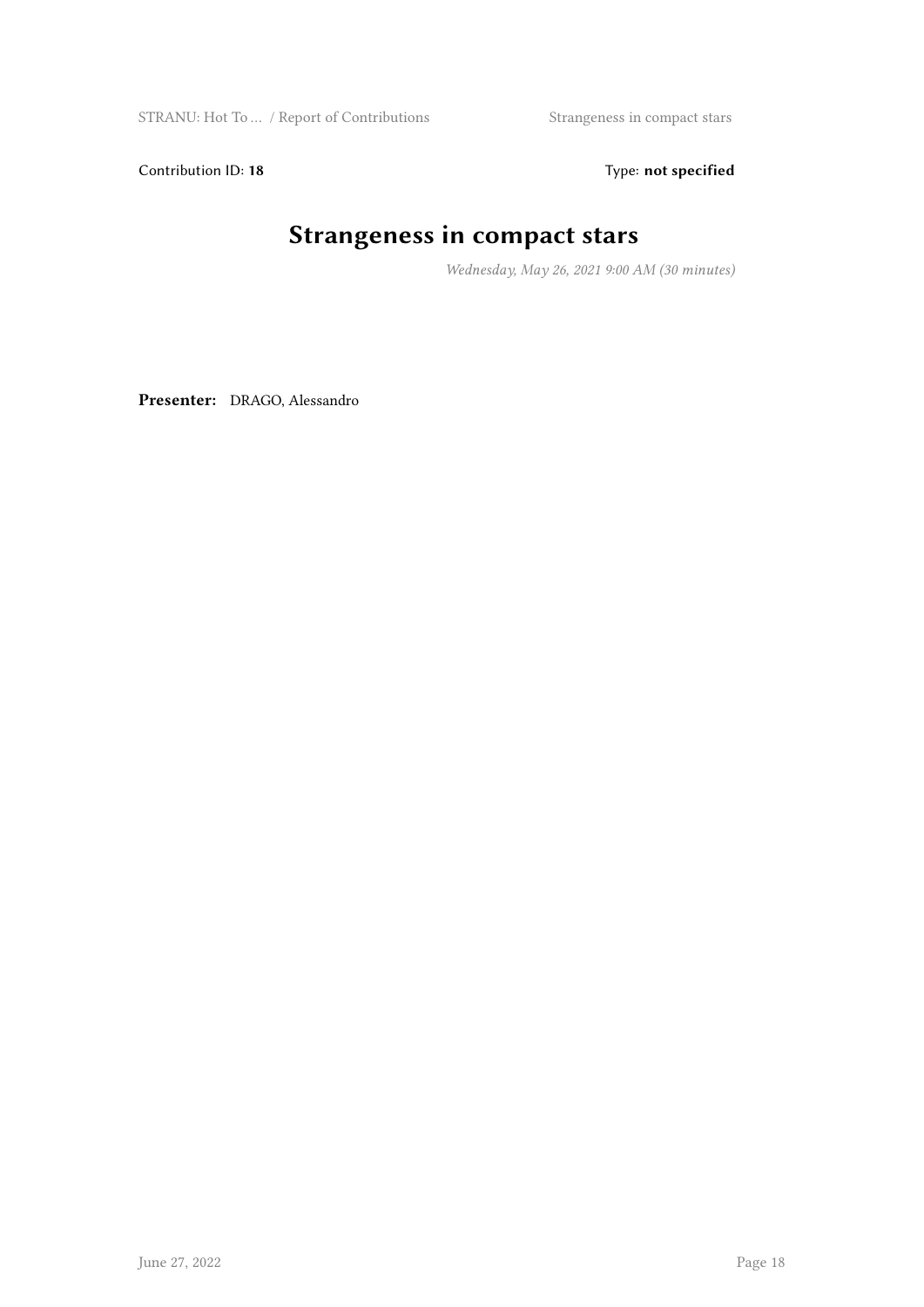Contribution ID: **18** Type: **not specified**

# Strangeness in compact stars

*Wednesday, May 26, 2021 9:00 AM (30 minutes)*

**Presenter:** DRAGO, Alessandro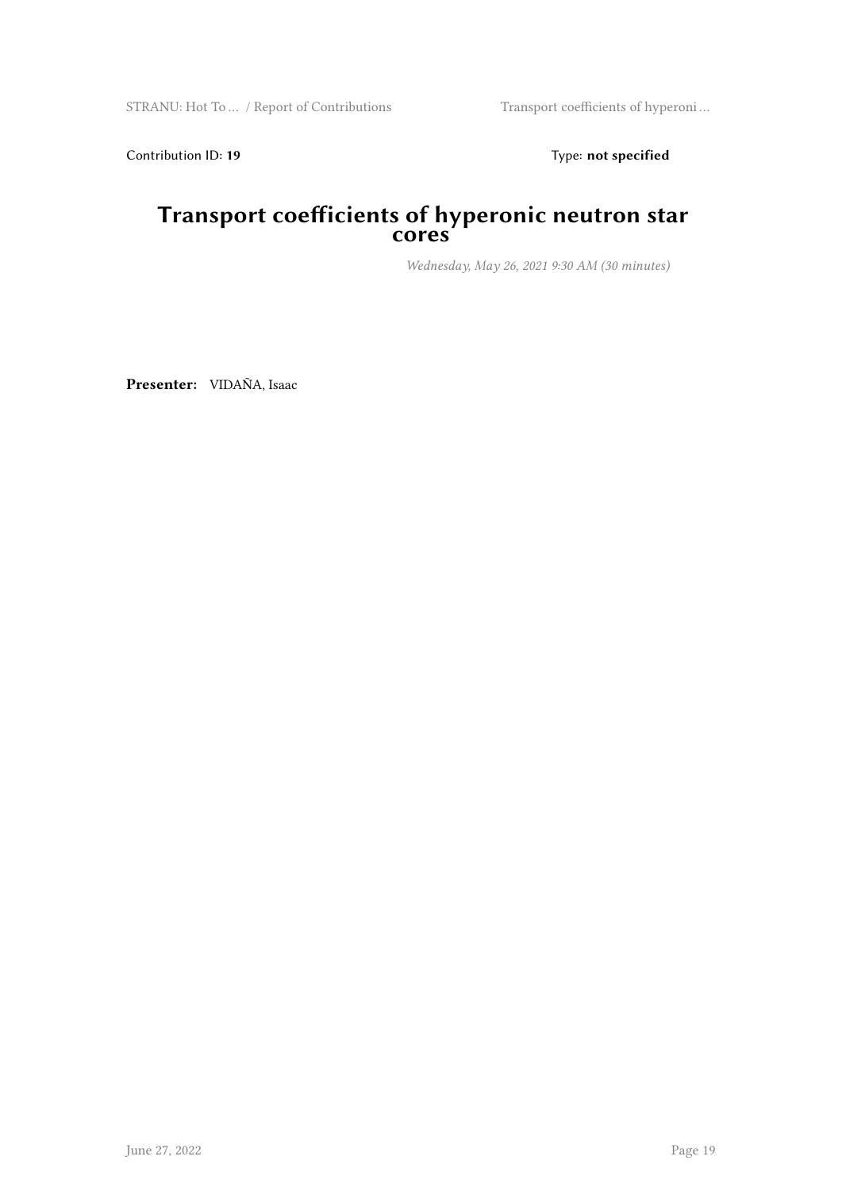Contribution ID: **19** Type: **not specified**

# Transport coefficients of hyperonic neutron star cores

*Wednesday, May 26, 2021 9:30 AM (30 minutes)*

**Presenter:** VIDAÑA, Isaac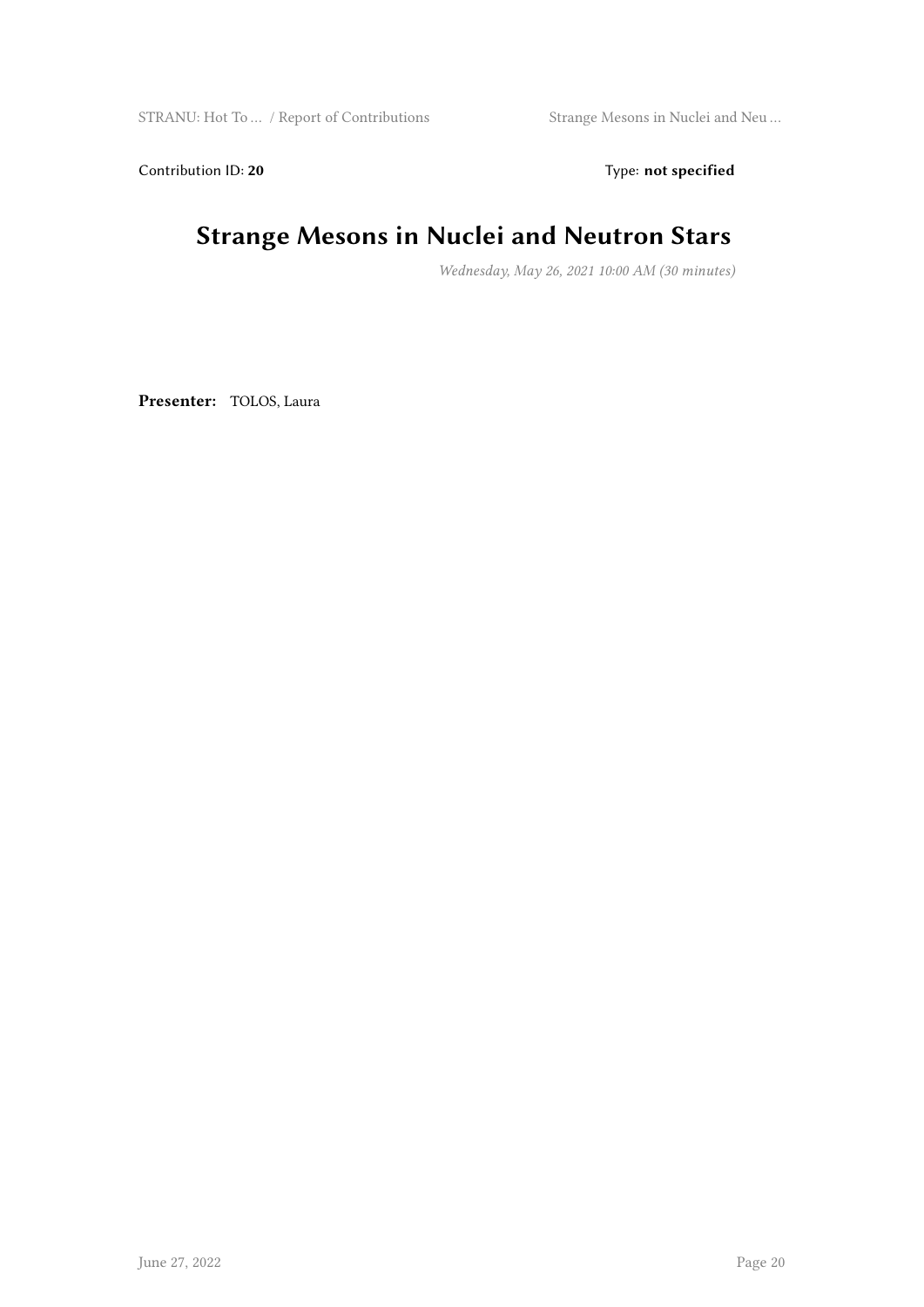Contribution ID: **20** Type: **not specified**

# Strange Mesons in Nuclei and Neutron Stars

*Wednesday, May 26, 2021 10:00 AM (30 minutes)*

**Presenter:** TOLOS, Laura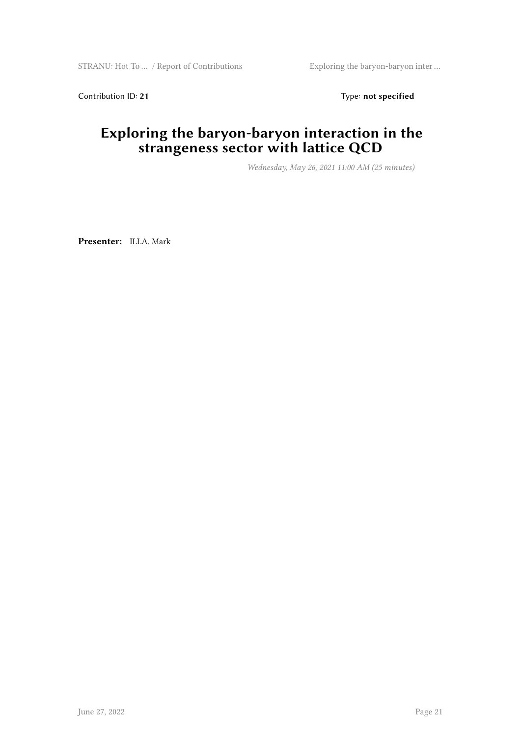Contribution ID: **21** Type: **not specified**

# Exploring the baryon-baryon interaction in the strangeness sector with lattice QCD

*Wednesday, May 26, 2021 11:00 AM (25 minutes)*

**Presenter:** ILLA, Mark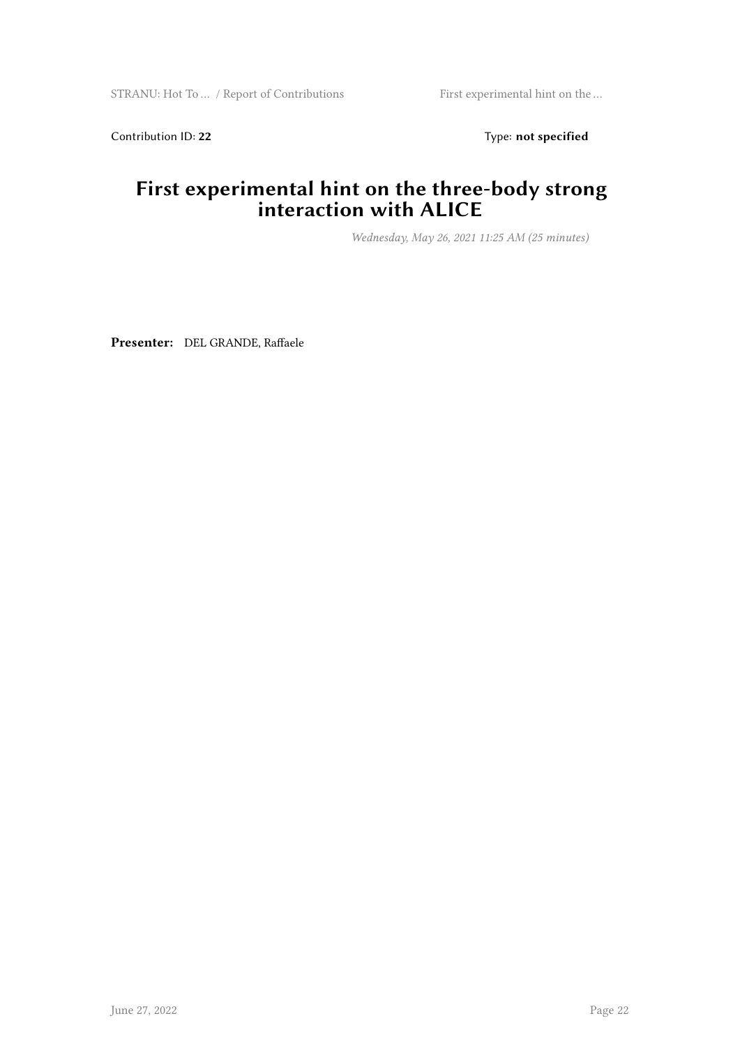Contribution ID: **22** Type: **not specified**

# First experimental hint on the three-body strong interaction with ALICE

*Wednesday, May 26, 2021 11:25 AM (25 minutes)*

**Presenter:** DEL GRANDE, Raffaele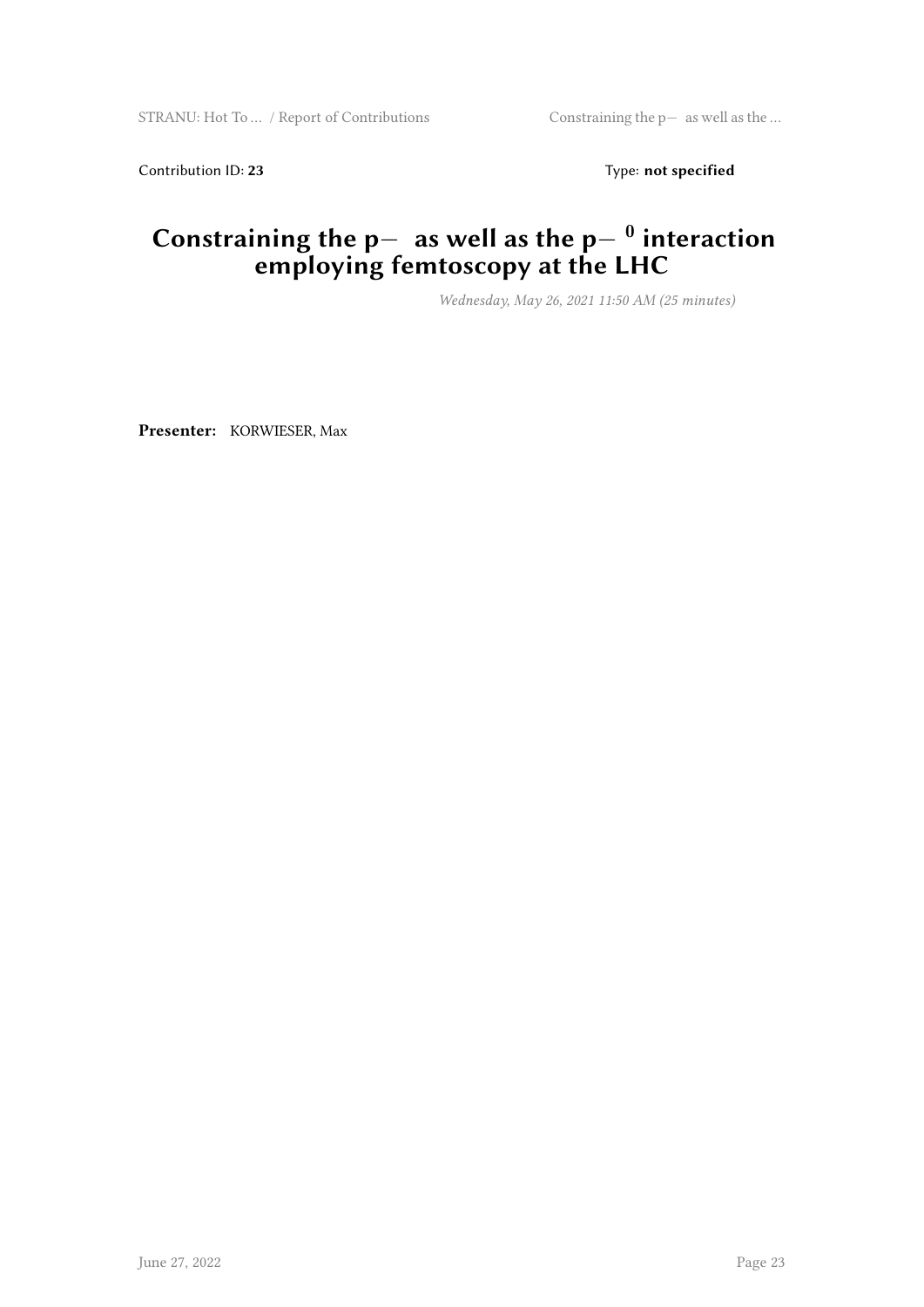Contribution ID: **23** Type: **not specified**

# Constraining the p− as well as the p− $^{0}$ interaction employing femtoscopy at the LHC

*Wednesday, May 26, 2021 11:50 AM (25 minutes)*

**Presenter:** KORWIESER, Max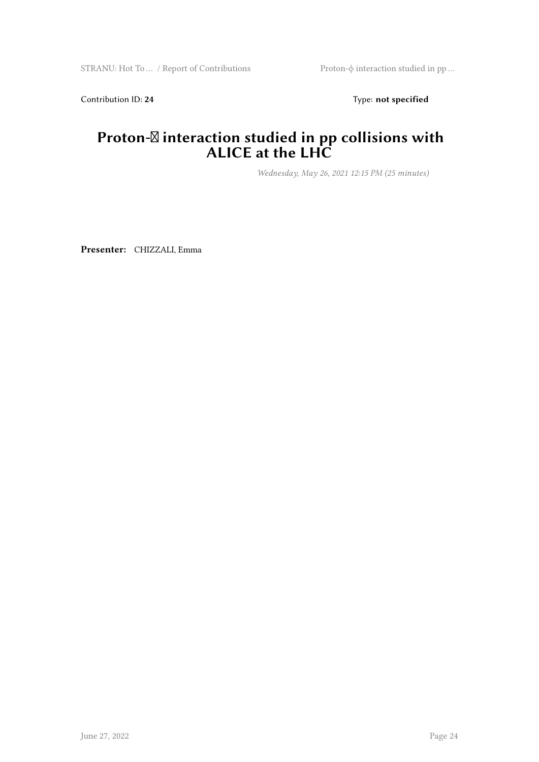Contribution ID: **24** Type: **not specified**

# Proton-$\phi$ interaction studied in pp collisions with ALICE at the LHC

*Wednesday, May 26, 2021 12:15 PM (25 minutes)*

**Presenter:** CHIZZALI, Emma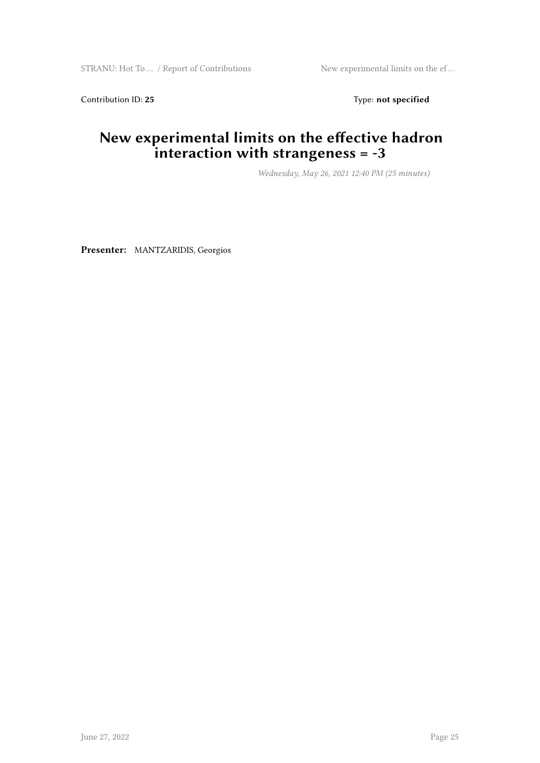Contribution ID: **25** Type: **not specified**

# New experimental limits on the effective hadron interaction with strangeness = -3

*Wednesday, May 26, 2021 12:40 PM (25 minutes)*

**Presenter:** MANTZARIDIS, Georgios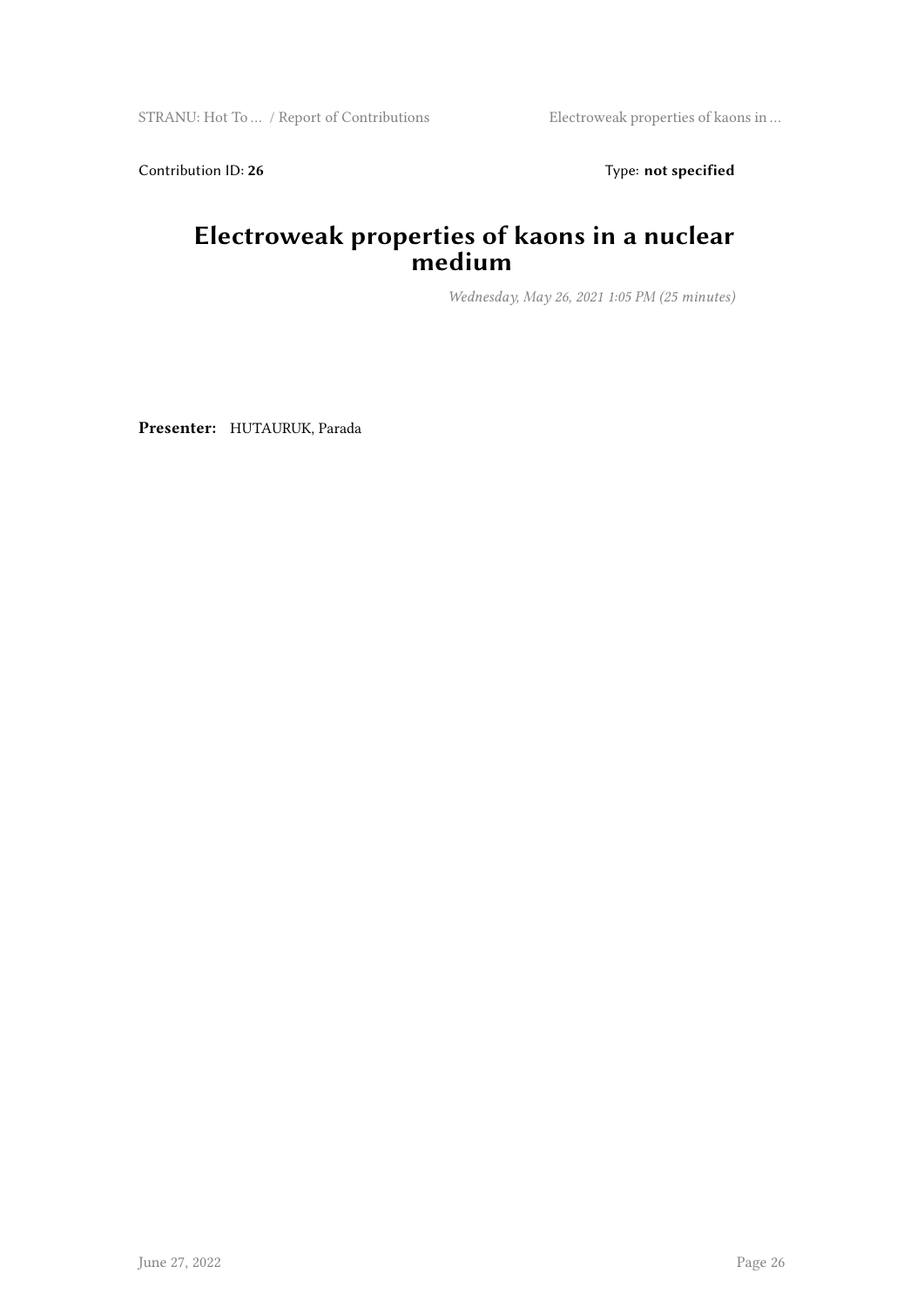Contribution ID: **26** Type: **not specified**

# Electroweak properties of kaons in a nuclear medium

*Wednesday, May 26, 2021 1:05 PM (25 minutes)*

**Presenter:** HUTAURUK, Parada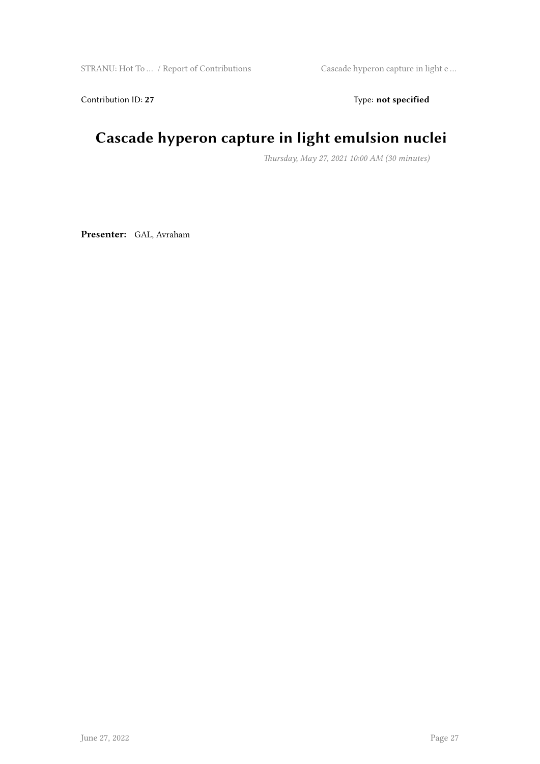Contribution ID: **27** Type: **not specified**

# Cascade hyperon capture in light emulsion nuclei

*Thursday, May 27, 2021 10:00 AM (30 minutes)*

**Presenter:** GAL, Avraham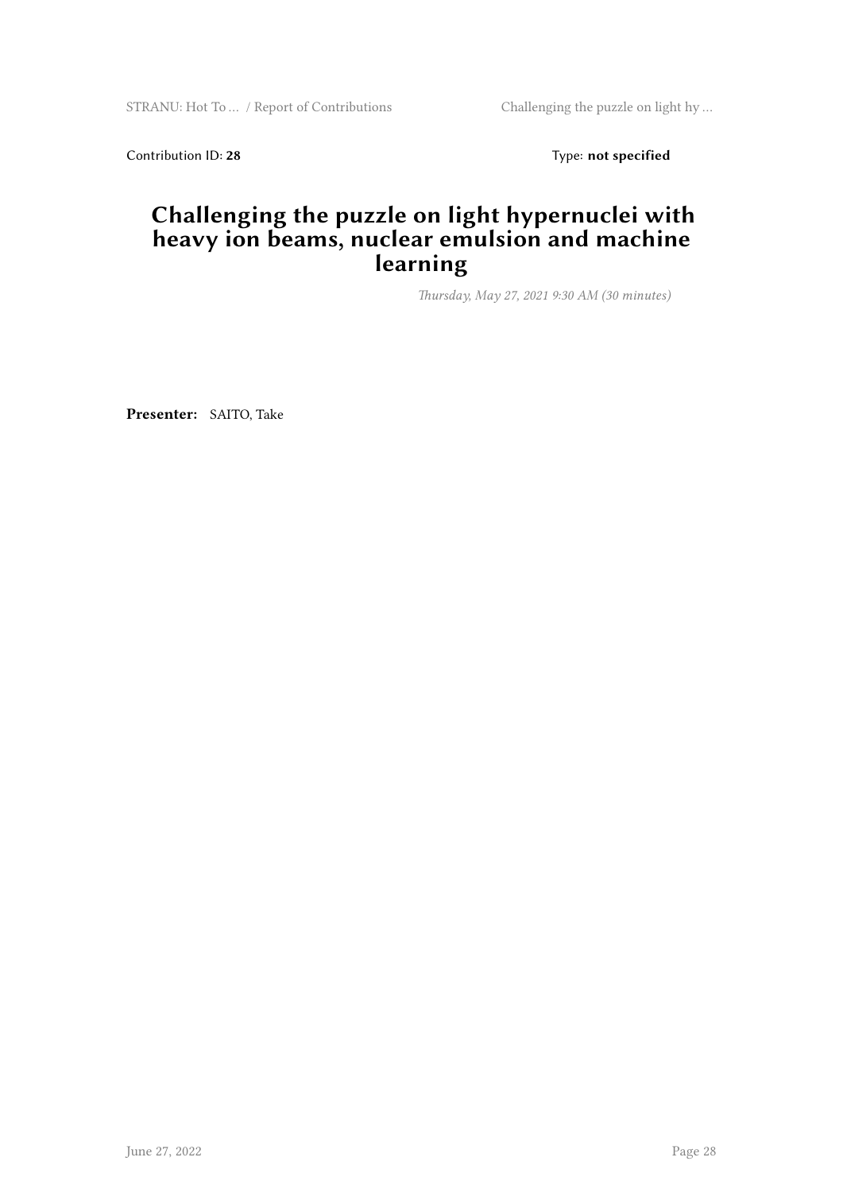Contribution ID: **28** Type: **not specified**

# Challenging the puzzle on light hypernuclei with heavy ion beams, nuclear emulsion and machine learning

*Thursday, May 27, 2021 9:30 AM (30 minutes)*

**Presenter:** SAITO, Take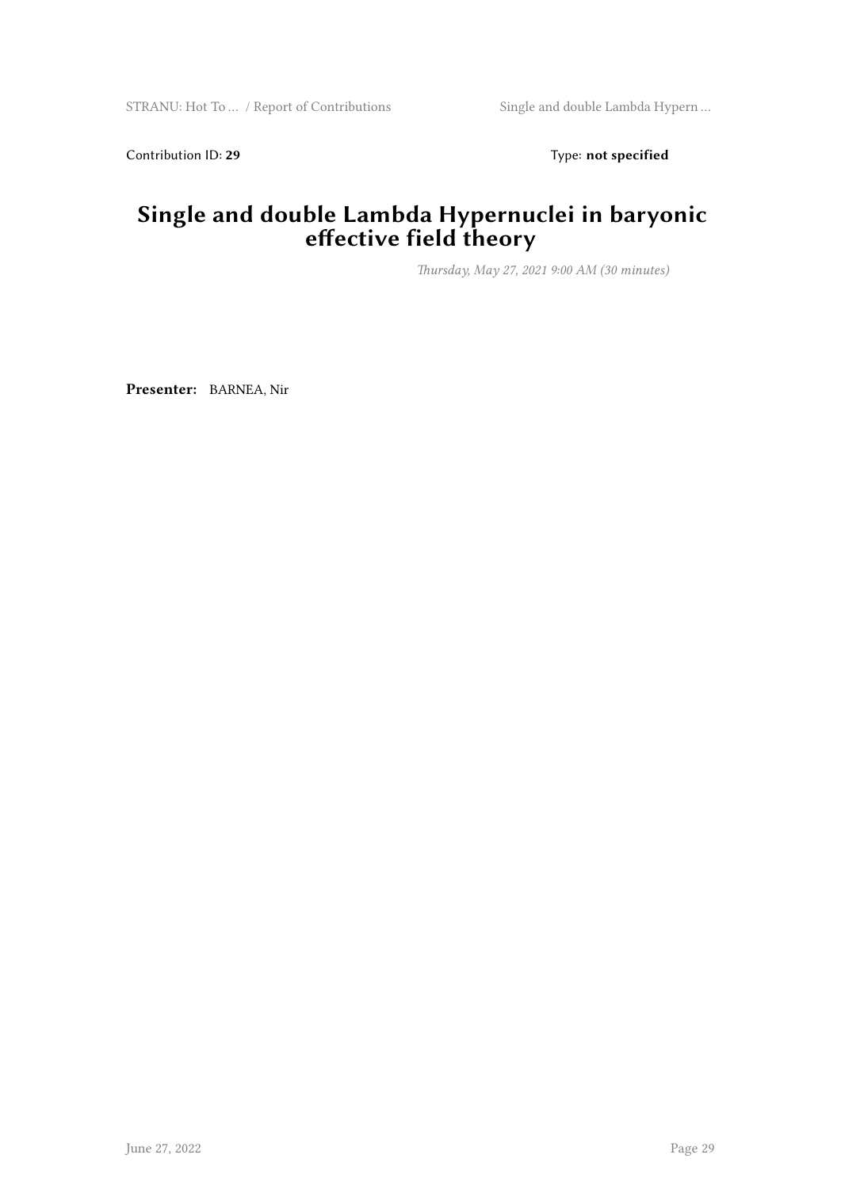Contribution ID: **29** Type: **not specified**

# Single and double Lambda Hypernuclei in baryonic effective field theory

*Thursday, May 27, 2021 9:00 AM (30 minutes)*

**Presenter:** BARNEA, Nir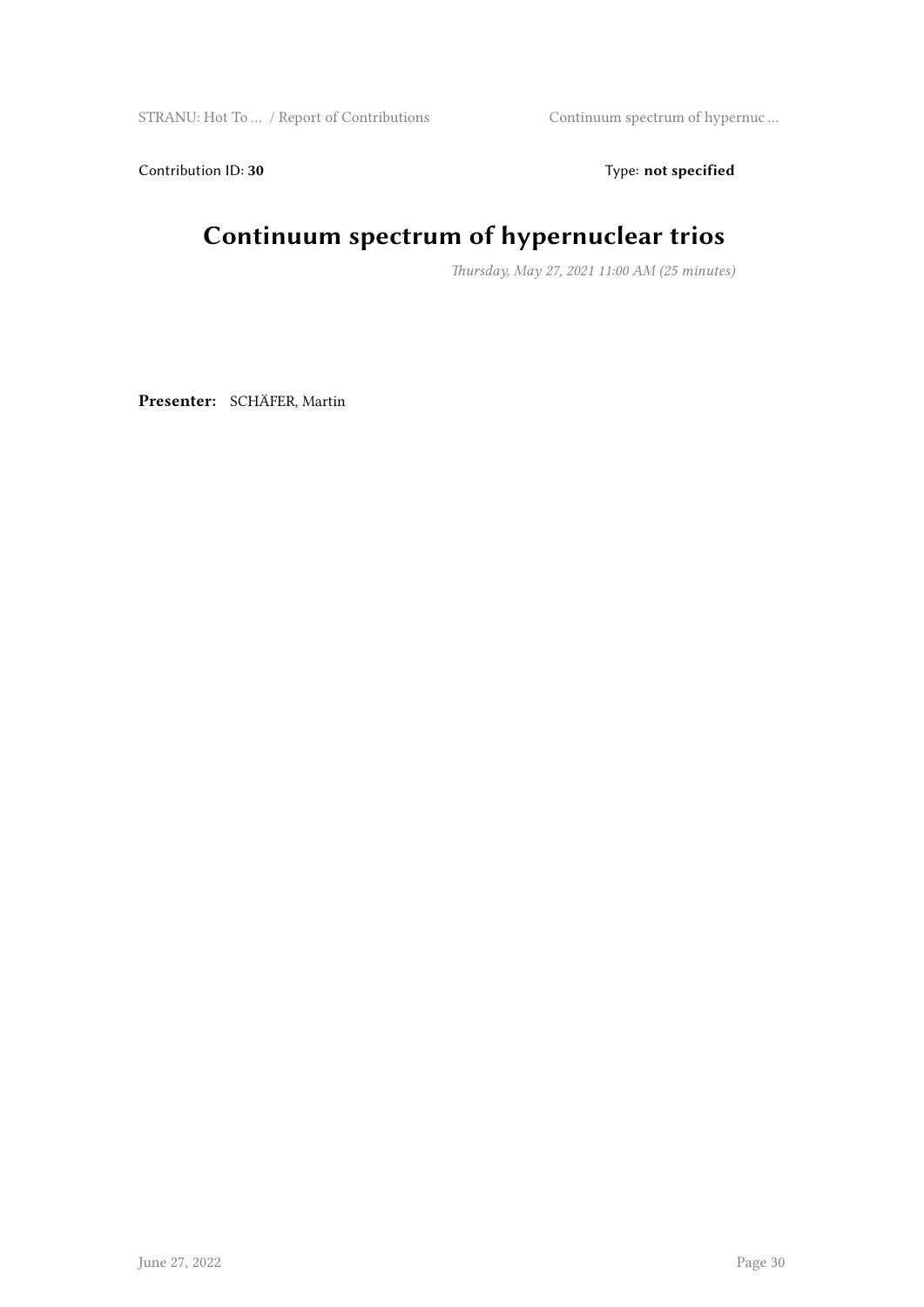Contribution ID: **30** Type: **not specified**

# Continuum spectrum of hypernuclear trios

*Thursday, May 27, 2021 11:00 AM (25 minutes)*

**Presenter:** SCHÄFER, Martin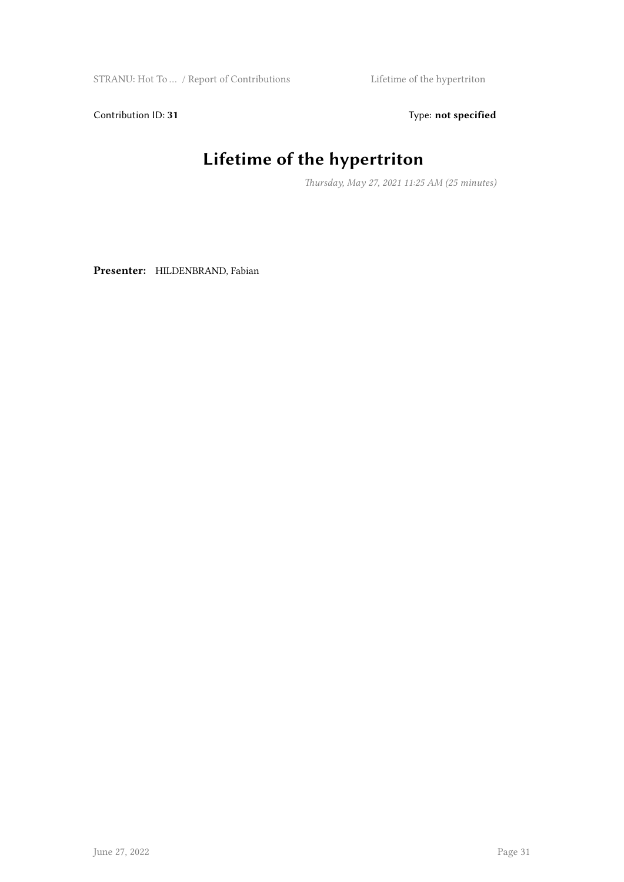Contribution ID: **31**

Type: **not specified**

# Lifetime of the hypertriton

*Thursday, May 27, 2021 11:25 AM (25 minutes)*

**Presenter:** HILDENBRAND, Fabian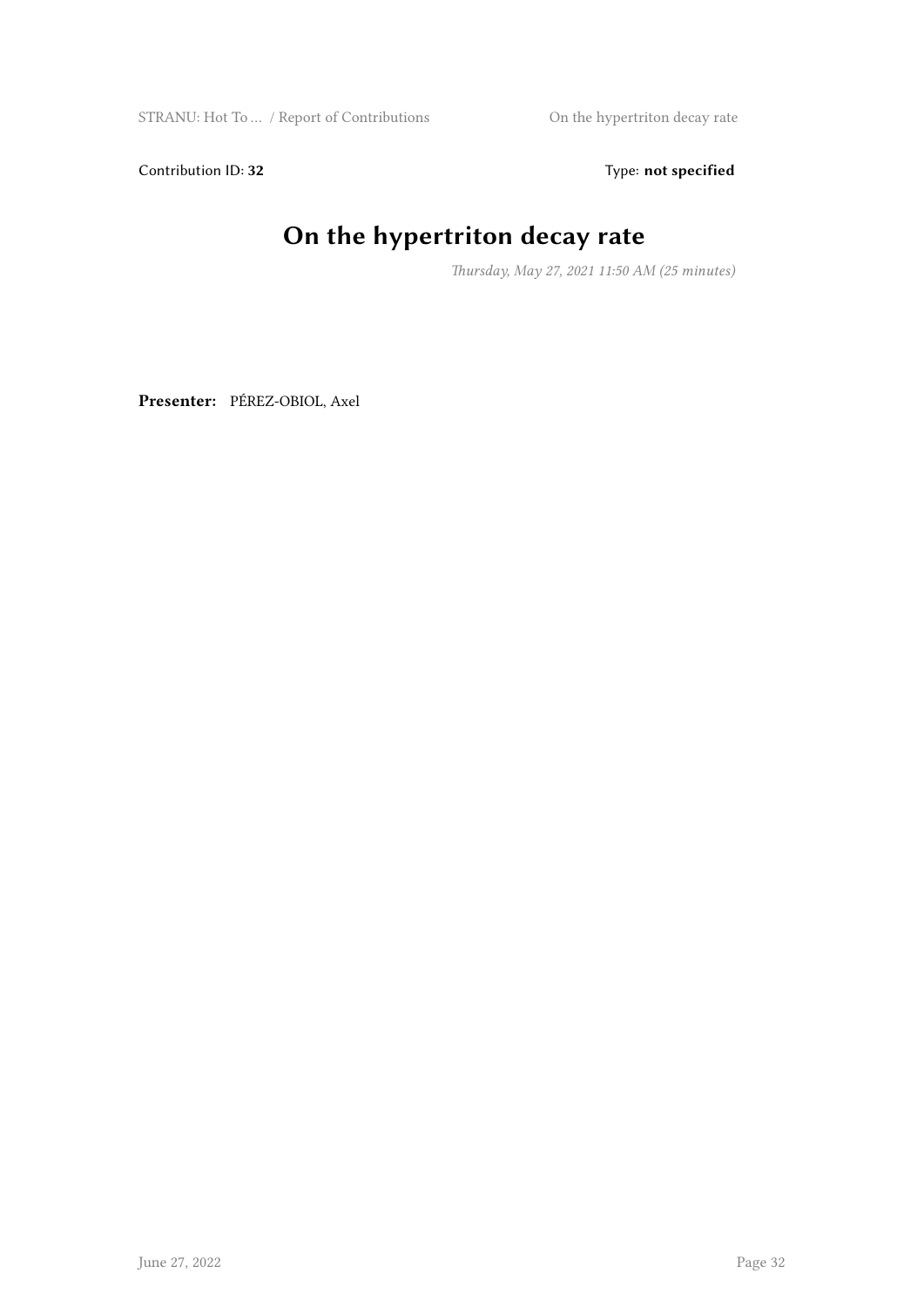Contribution ID: **32** Type: **not specified**

# On the hypertriton decay rate

*Thursday, May 27, 2021 11:50 AM (25 minutes)*

**Presenter:** PÉREZ-OBIOL, Axel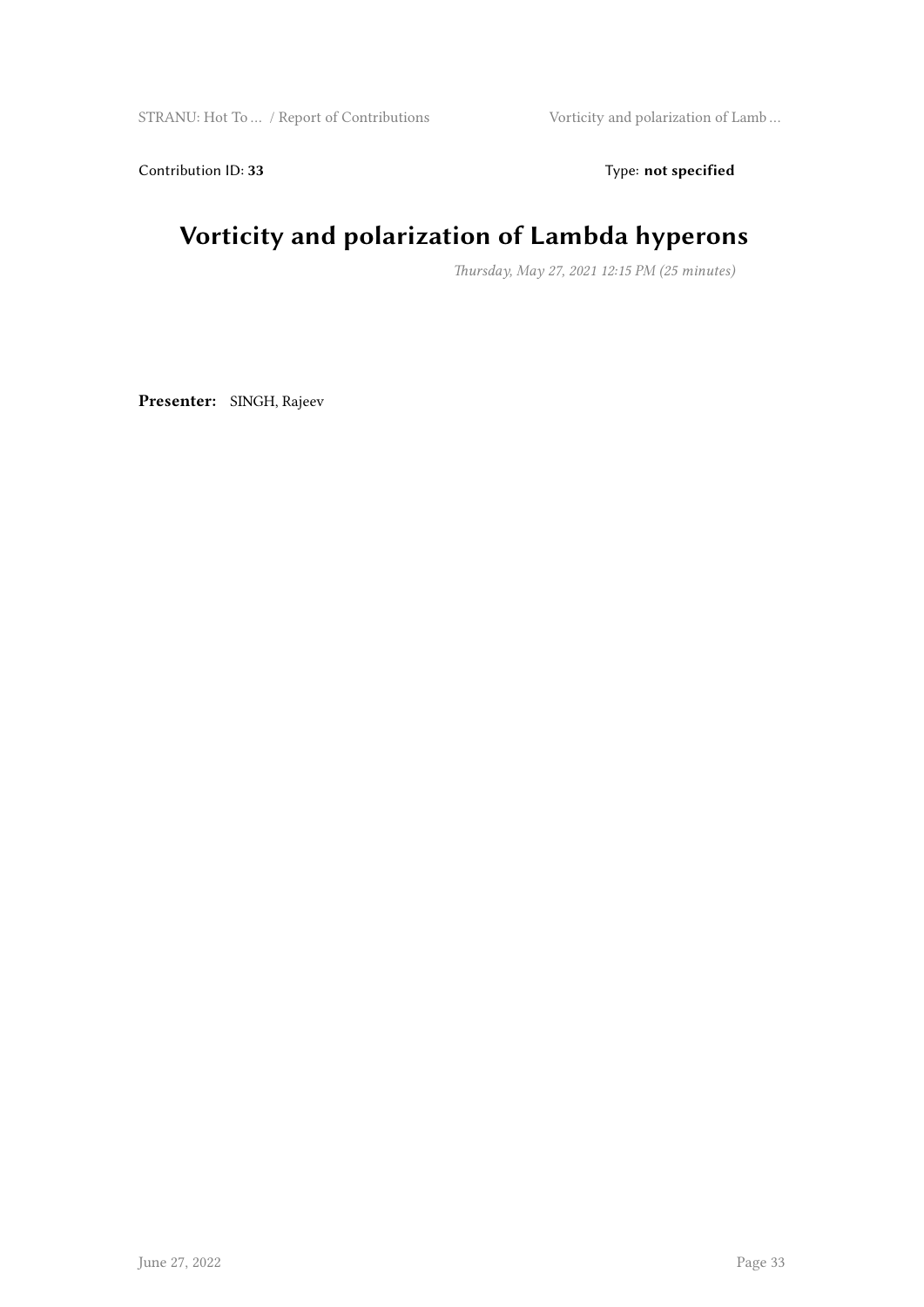Contribution ID: **33**

Type: **not specified**

# Vorticity and polarization of Lambda hyperons

*Thursday, May 27, 2021 12:15 PM (25 minutes)*

**Presenter:** SINGH, Rajeev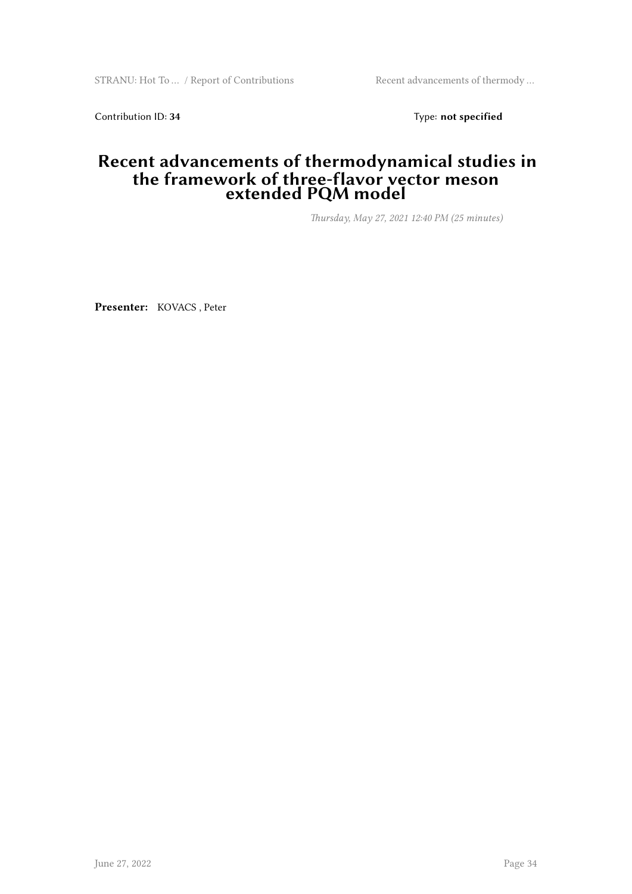Contribution ID: **34** Type: **not specified**

# Recent advancements of thermodynamical studies in the framework of three-flavor vector meson extended PQM model

*Thursday, May 27, 2021 12:40 PM (25 minutes)*

**Presenter:** KOVACS , Peter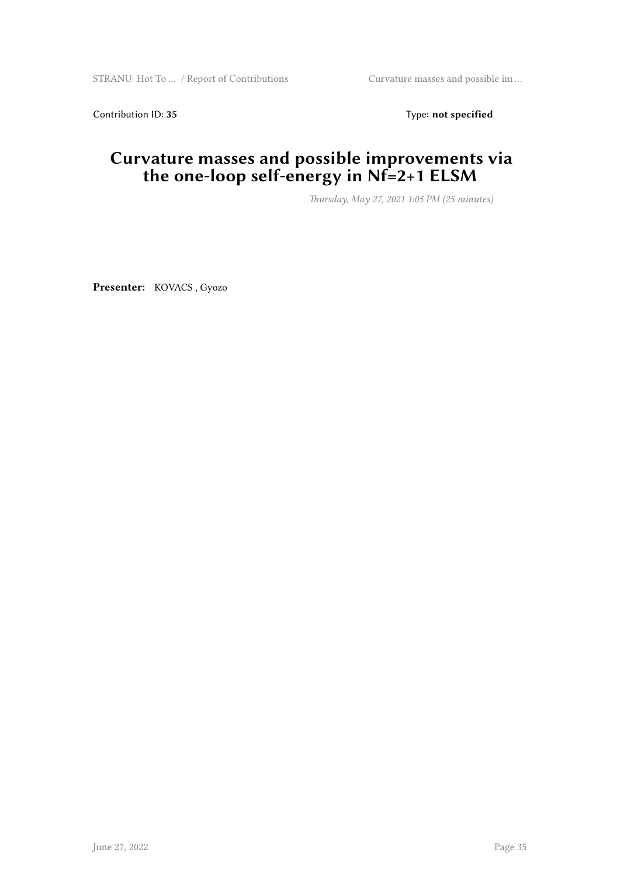Contribution ID: **35** Type: **not specified**

# Curvature masses and possible improvements via the one-loop self-energy in Nf=2+1 ELSM

*Thursday, May 27, 2021 1:05 PM (25 minutes)*

**Presenter:** KOVACS , Gyozo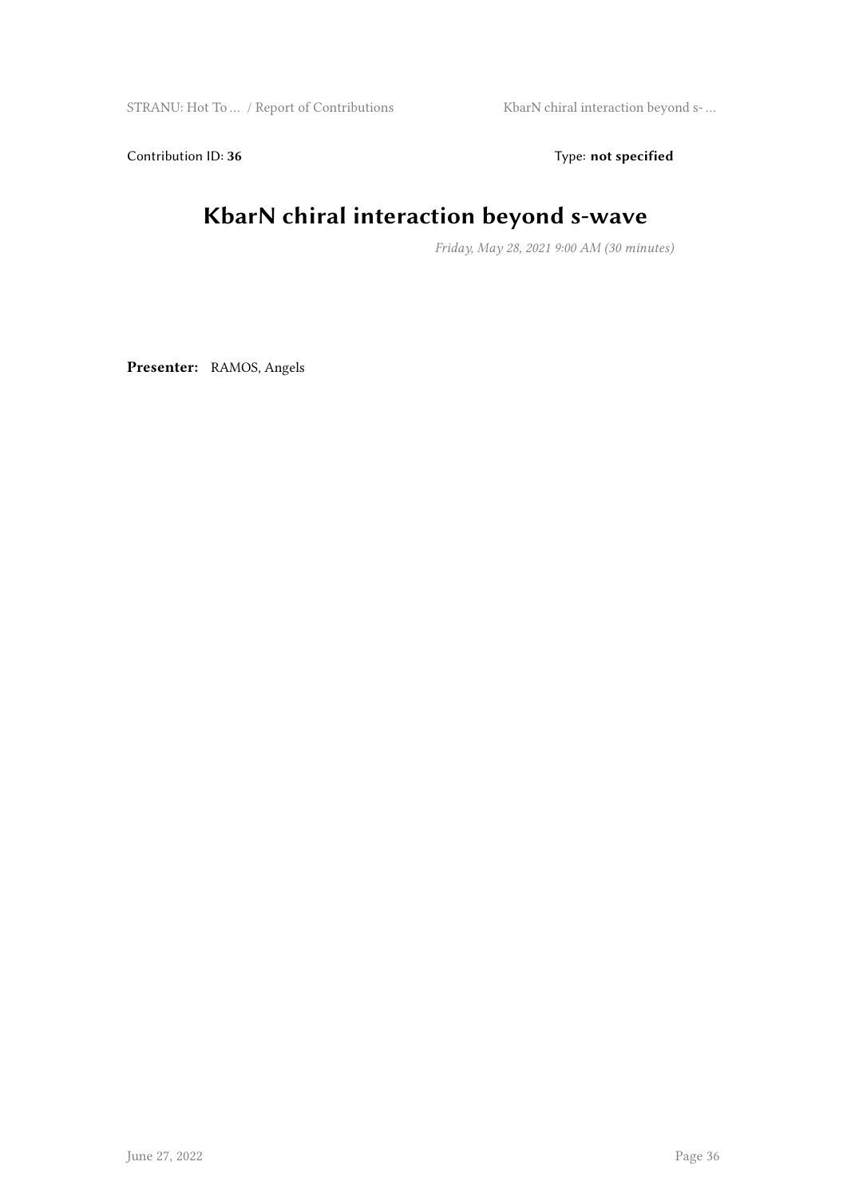Contribution ID: **36** Type: **not specified**

# KbarN chiral interaction beyond s-wave

*Friday, May 28, 2021 9:00 AM (30 minutes)*

**Presenter:** RAMOS, Angels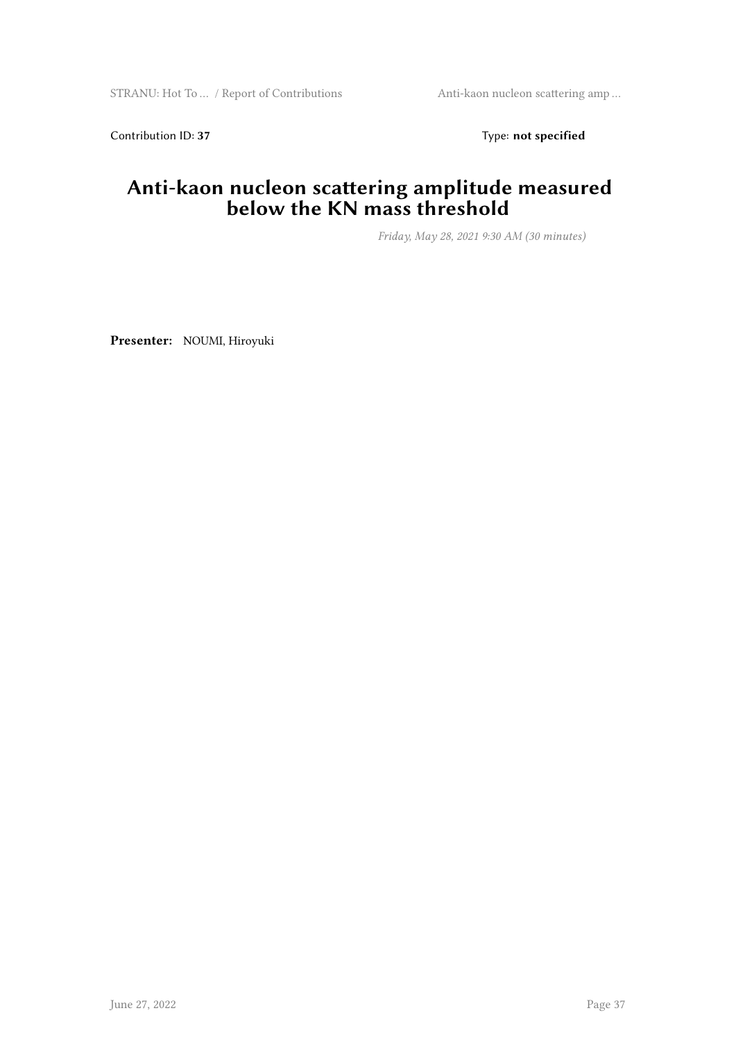Contribution ID: **37** Type: **not specified**

# Anti-kaon nucleon scattering amplitude measured below the KN mass threshold

*Friday, May 28, 2021 9:30 AM (30 minutes)*

**Presenter:** NOUMI, Hiroyuki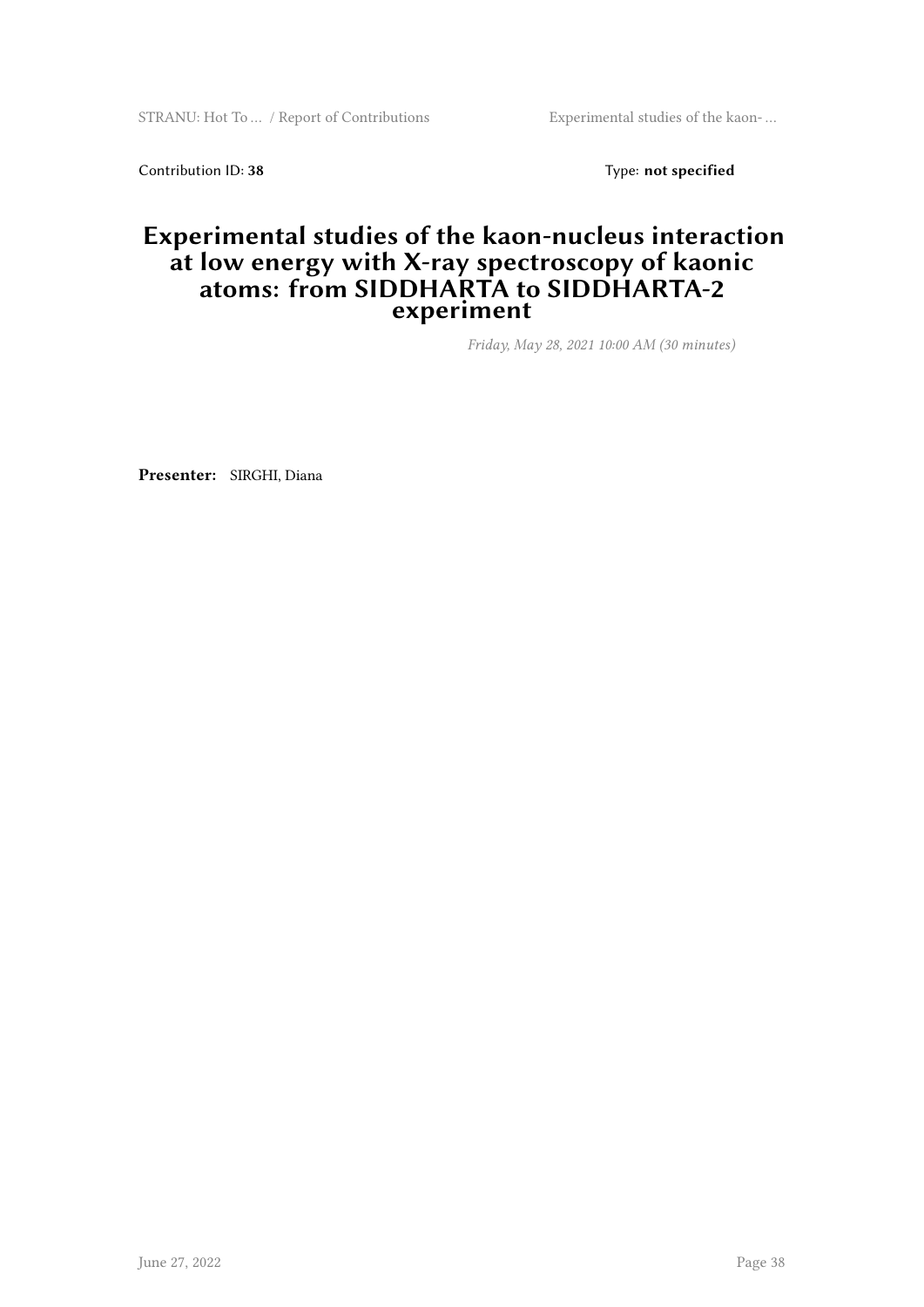Contribution ID: **38** Type: **not specified**

# Experimental studies of the kaon-nucleus interaction at low energy with X-ray spectroscopy of kaonic atoms: from SIDDHARTA to SIDDHARTA-2 experiment

*Friday, May 28, 2021 10:00 AM (30 minutes)*

**Presenter:** SIRGHI, Diana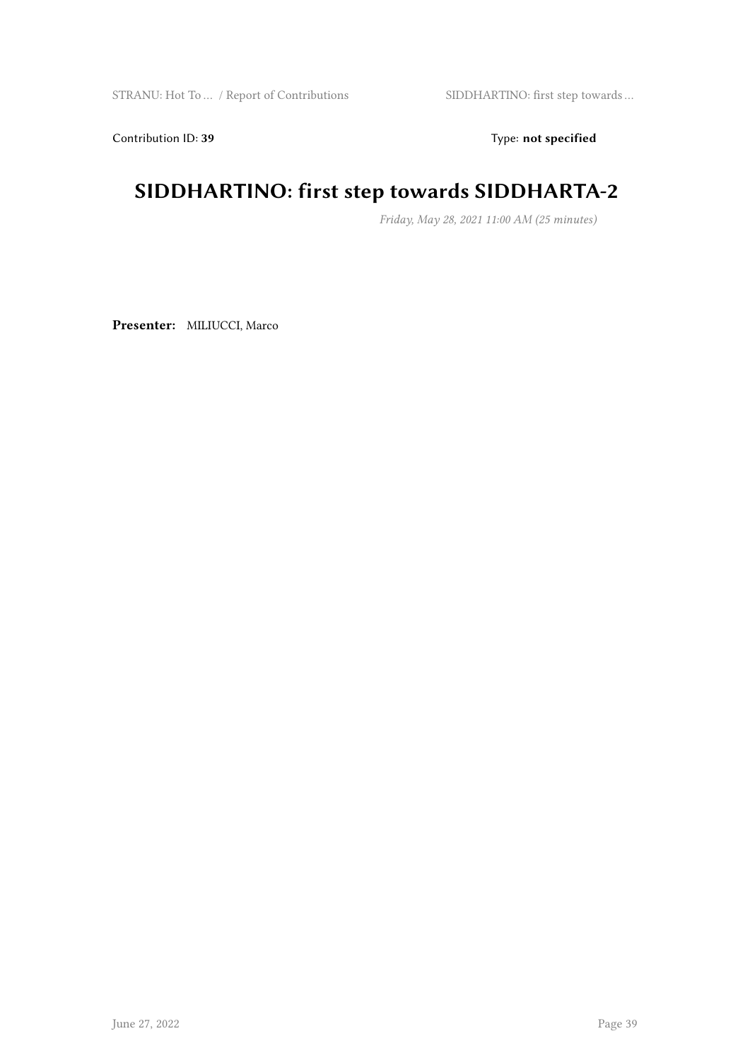Contribution ID: **39** Type: **not specified**

# SIDDHARTINO: first step towards SIDDHARTA-2

*Friday, May 28, 2021 11:00 AM (25 minutes)*

**Presenter:** MILIUCCI, Marco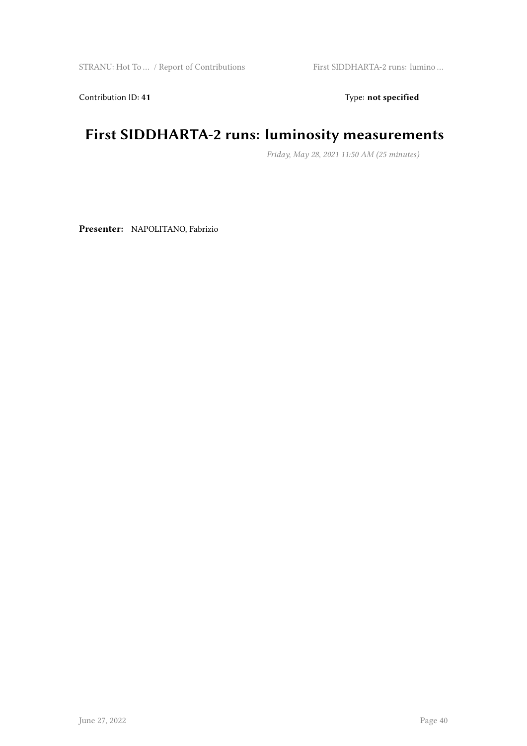Contribution ID: **41** Type: **not specified**

# First SIDDHARTA-2 runs: luminosity measurements

*Friday, May 28, 2021 11:50 AM (25 minutes)*

**Presenter:** NAPOLITANO, Fabrizio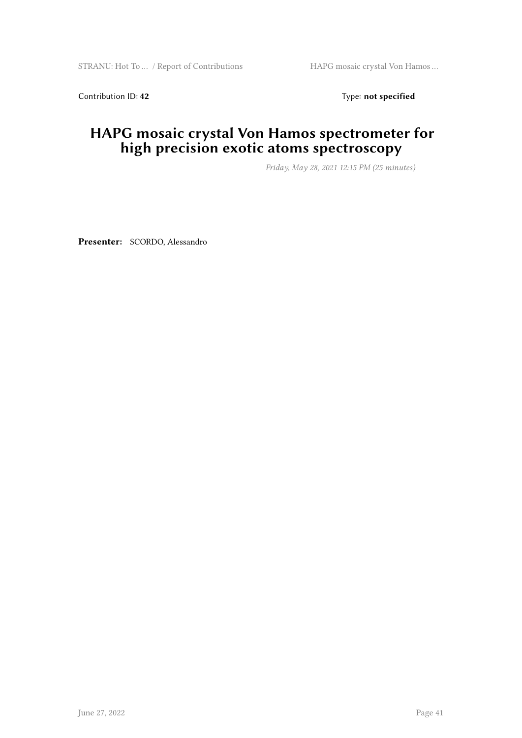Contribution ID: **42** Type: **not specified**

# HAPG mosaic crystal Von Hamos spectrometer for high precision exotic atoms spectroscopy

*Friday, May 28, 2021 12:15 PM (25 minutes)*

**Presenter:** SCORDO, Alessandro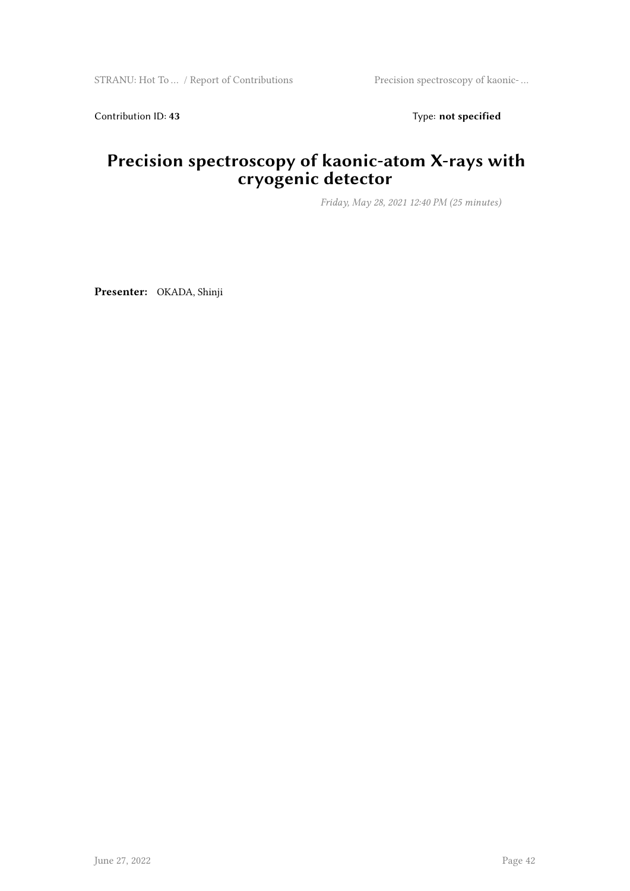Contribution ID: **43** Type: **not specified**

# Precision spectroscopy of kaonic-atom X-rays with cryogenic detector

*Friday, May 28, 2021 12:40 PM (25 minutes)*

**Presenter:** OKADA, Shinji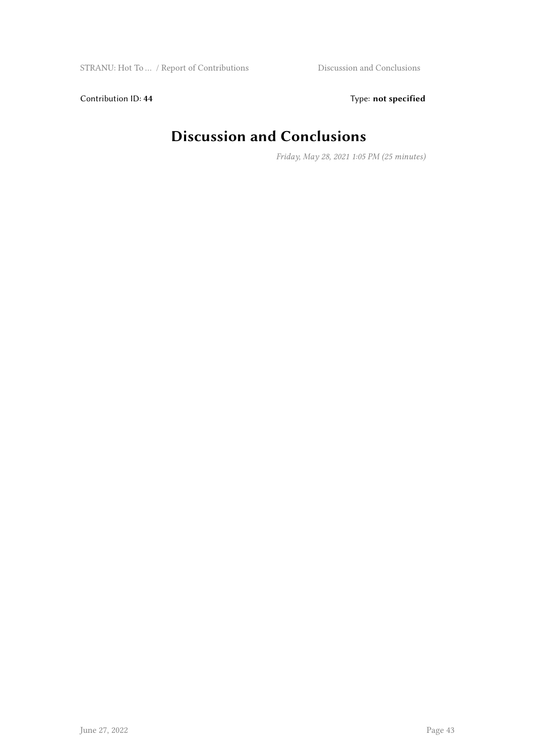Contribution ID: **44** Type: **not specified**

# Discussion and Conclusions

*Friday, May 28, 2021 1:05 PM (25 minutes)*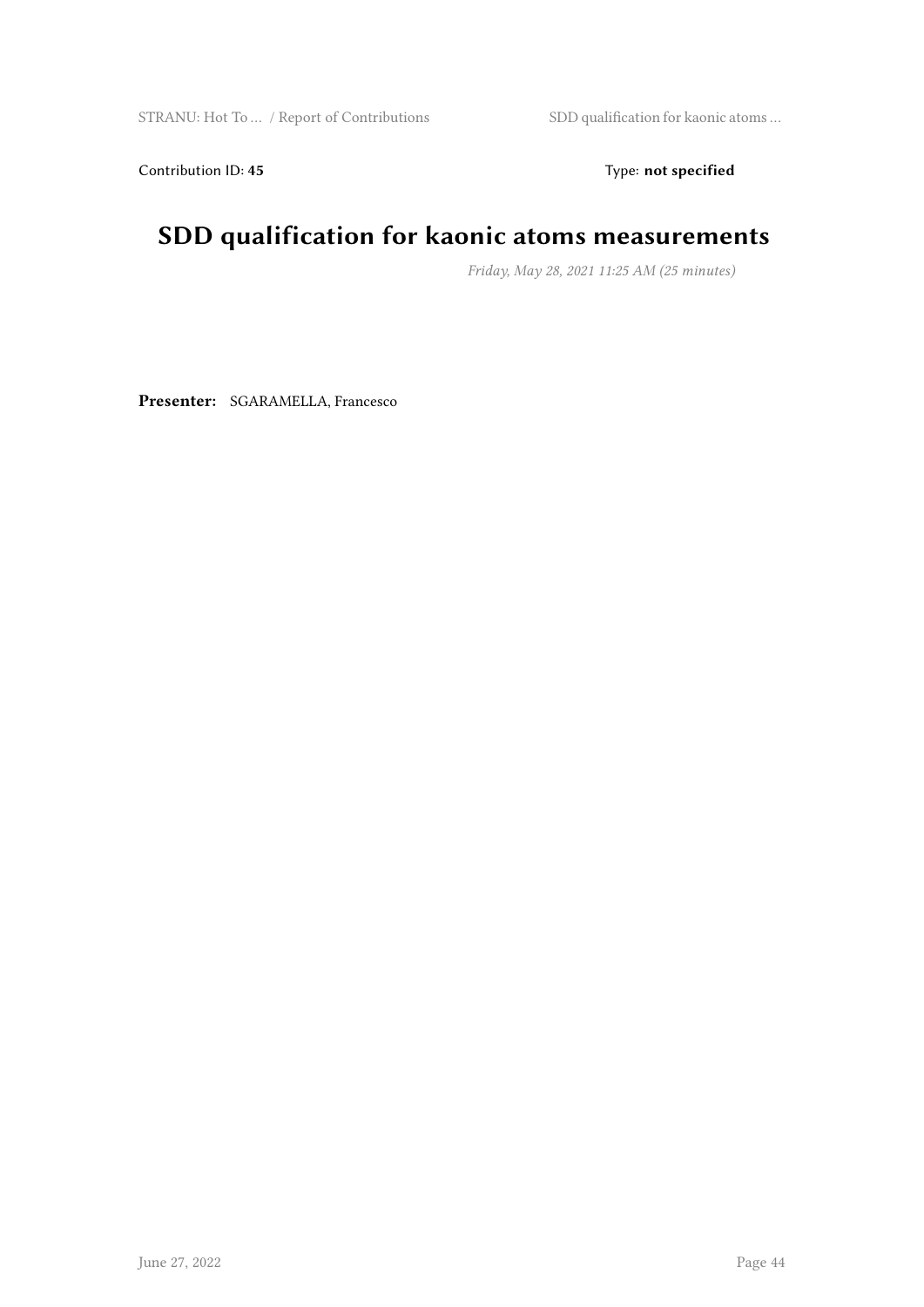Contribution ID: **45** Type: **not specified**

# SDD qualification for kaonic atoms measurements

*Friday, May 28, 2021 11:25 AM (25 minutes)*

**Presenter:** SGARAMELLA, Francesco